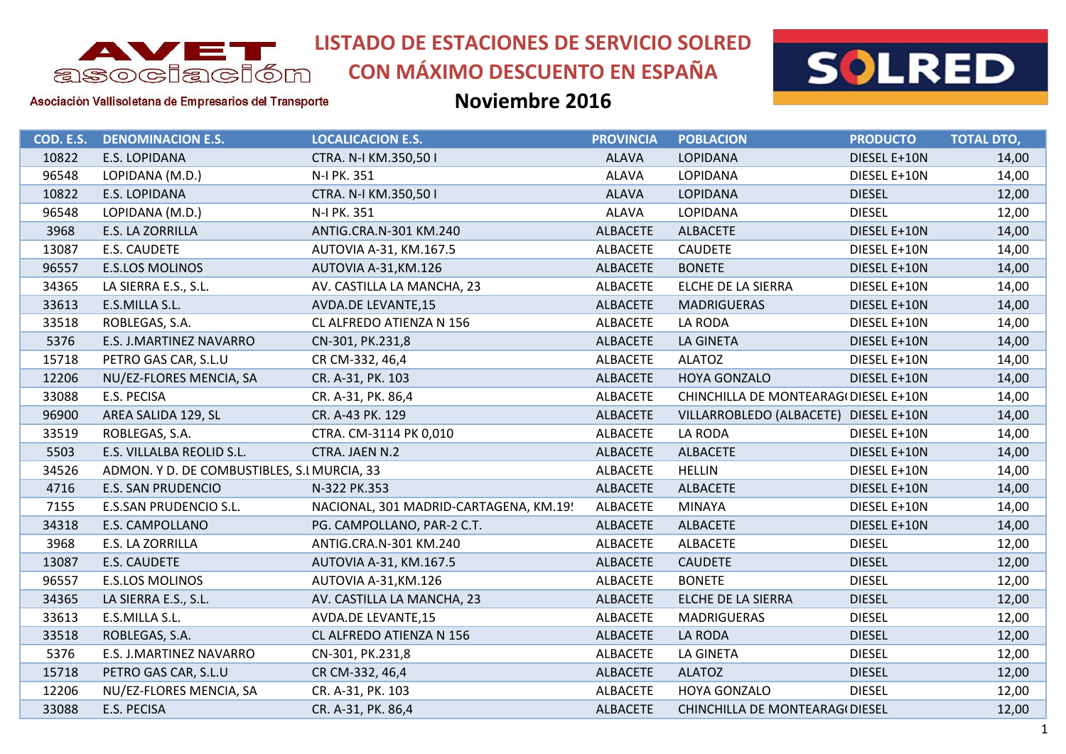AVET asociación

Asociación Vallisoletana de Empresarios del Transporte

# LISTADO DE ESTACIONES DE SERVICIO SOLRED CON MÁXIMO DESCUENTO EN ESPAÑA

## Noviembre 2016

SOLRED

| COD. E.S. | DENOMINACION E.S. | LOCALICACION E.S. | PROVINCIA | POBLACION | PRODUCTO | TOTAL DTO, |
|---|---|---|---|---|---|---|
| 10822 | E.S. LOPIDANA | CTRA. N-I KM.350,50 I | ALAVA | LOPIDANA | DIESEL E+10N | 14,00 |
| 96548 | LOPIDANA (M.D.) | N-I PK. 351 | ALAVA | LOPIDANA | DIESEL E+10N | 14,00 |
| 10822 | E.S. LOPIDANA | CTRA. N-I KM.350,50 I | ALAVA | LOPIDANA | DIESEL | 12,00 |
| 96548 | LOPIDANA (M.D.) | N-I PK. 351 | ALAVA | LOPIDANA | DIESEL | 12,00 |
| 3968 | E.S. LA ZORRILLA | ANTIG.CRA.N-301 KM.240 | ALBACETE | ALBACETE | DIESEL E+10N | 14,00 |
| 13087 | E.S. CAUDETE | AUTOVIA A-31, KM.167.5 | ALBACETE | CAUDETE | DIESEL E+10N | 14,00 |
| 96557 | E.S.LOS MOLINOS | AUTOVIA A-31,KM.126 | ALBACETE | BONETE | DIESEL E+10N | 14,00 |
| 34365 | LA SIERRA E.S., S.L. | AV. CASTILLA LA MANCHA, 23 | ALBACETE | ELCHE DE LA SIERRA | DIESEL E+10N | 14,00 |
| 33613 | E.S.MILLA S.L. | AVDA.DE LEVANTE,15 | ALBACETE | MADRIGUERAS | DIESEL E+10N | 14,00 |
| 33518 | ROBLEGAS, S.A. | CL ALFREDO ATIENZA N 156 | ALBACETE | LA RODA | DIESEL E+10N | 14,00 |
| 5376 | E.S. J.MARTINEZ NAVARRO | CN-301, PK.231,8 | ALBACETE | LA GINETA | DIESEL E+10N | 14,00 |
| 15718 | PETRO GAS CAR, S.L.U | CR CM-332, 46,4 | ALBACETE | ALATOZ | DIESEL E+10N | 14,00 |
| 12206 | NU/EZ-FLORES MENCIA, SA | CR. A-31, PK. 103 | ALBACETE | HOYA GONZALO | DIESEL E+10N | 14,00 |
| 33088 | E.S. PECISA | CR. A-31, PK. 86,4 | ALBACETE | CHINCHILLA DE MONTEARAG( | DIESEL E+10N | 14,00 |
| 96900 | AREA SALIDA 129, SL | CR. A-43 PK. 129 | ALBACETE | VILLARROBLEDO (ALBACETE) | DIESEL E+10N | 14,00 |
| 33519 | ROBLEGAS, S.A. | CTRA. CM-3114 PK 0,010 | ALBACETE | LA RODA | DIESEL E+10N | 14,00 |
| 5503 | E.S. VILLALBA REOLID S.L. | CTRA. JAEN N.2 | ALBACETE | ALBACETE | DIESEL E+10N | 14,00 |
| 34526 | ADMON. Y D. DE COMBUSTIBLES, S.I | MURCIA, 33 | ALBACETE | HELLIN | DIESEL E+10N | 14,00 |
| 4716 | E.S. SAN PRUDENCIO | N-322 PK.353 | ALBACETE | ALBACETE | DIESEL E+10N | 14,00 |
| 7155 | E.S.SAN PRUDENCIO S.L. | NACIONAL, 301 MADRID-CARTAGENA, KM.19! | ALBACETE | MINAYA | DIESEL E+10N | 14,00 |
| 34318 | E.S. CAMPOLLANO | PG. CAMPOLLANO, PAR-2 C.T. | ALBACETE | ALBACETE | DIESEL E+10N | 14,00 |
| 3968 | E.S. LA ZORRILLA | ANTIG.CRA.N-301 KM.240 | ALBACETE | ALBACETE | DIESEL | 12,00 |
| 13087 | E.S. CAUDETE | AUTOVIA A-31, KM.167.5 | ALBACETE | CAUDETE | DIESEL | 12,00 |
| 96557 | E.S.LOS MOLINOS | AUTOVIA A-31,KM.126 | ALBACETE | BONETE | DIESEL | 12,00 |
| 34365 | LA SIERRA E.S., S.L. | AV. CASTILLA LA MANCHA, 23 | ALBACETE | ELCHE DE LA SIERRA | DIESEL | 12,00 |
| 33613 | E.S.MILLA S.L. | AVDA.DE LEVANTE,15 | ALBACETE | MADRIGUERAS | DIESEL | 12,00 |
| 33518 | ROBLEGAS, S.A. | CL ALFREDO ATIENZA N 156 | ALBACETE | LA RODA | DIESEL | 12,00 |
| 5376 | E.S. J.MARTINEZ NAVARRO | CN-301, PK.231,8 | ALBACETE | LA GINETA | DIESEL | 12,00 |
| 15718 | PETRO GAS CAR, S.L.U | CR CM-332, 46,4 | ALBACETE | ALATOZ | DIESEL | 12,00 |
| 12206 | NU/EZ-FLORES MENCIA, SA | CR. A-31, PK. 103 | ALBACETE | HOYA GONZALO | DIESEL | 12,00 |
| 33088 | E.S. PECISA | CR. A-31, PK. 86,4 | ALBACETE | CHINCHILLA DE MONTEARAG( | DIESEL | 12,00 |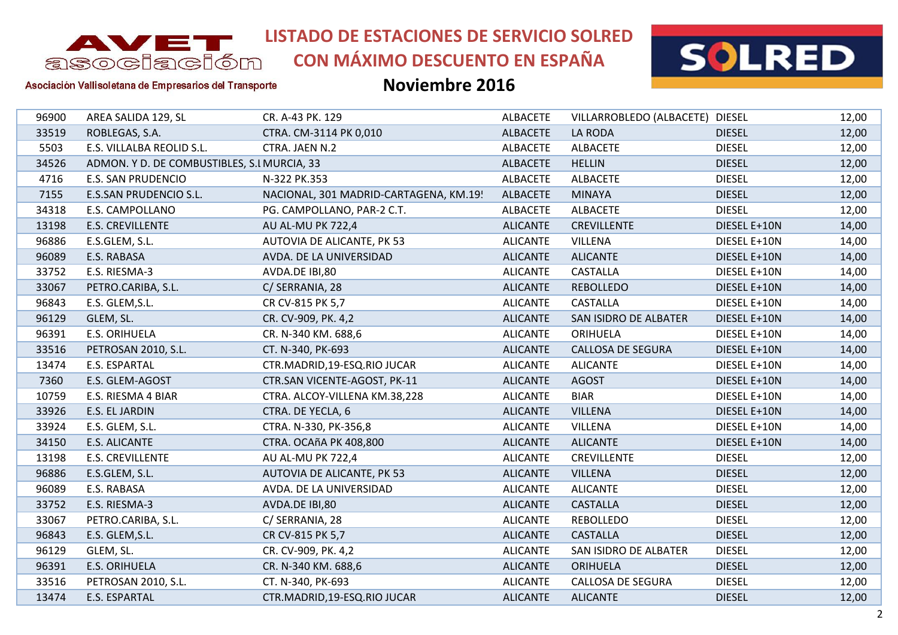# LISTADO DE ESTACIONES DE SERVICIO SOLRED CON MÁXIMO DESCUENTO EN ESPAÑA

## Noviembre 2016

AVET asociación — Asociación Vallisoletana de Empresarios del Transporte

| | | | | | | |
|---|---|---|---|---|---|---|
| 96900 | AREA SALIDA 129, SL | CR. A-43 PK. 129 | ALBACETE | VILLARROBLEDO (ALBACETE) | DIESEL | 12,00 |
| 33519 | ROBLEGAS, S.A. | CTRA. CM-3114 PK 0,010 | ALBACETE | LA RODA | DIESEL | 12,00 |
| 5503 | E.S. VILLALBA REOLID S.L. | CTRA. JAEN N.2 | ALBACETE | ALBACETE | DIESEL | 12,00 |
| 34526 | ADMON. Y D. DE COMBUSTIBLES, S.L | MURCIA, 33 | ALBACETE | HELLIN | DIESEL | 12,00 |
| 4716 | E.S. SAN PRUDENCIO | N-322 PK.353 | ALBACETE | ALBACETE | DIESEL | 12,00 |
| 7155 | E.S.SAN PRUDENCIO S.L. | NACIONAL, 301 MADRID-CARTAGENA, KM.19! | ALBACETE | MINAYA | DIESEL | 12,00 |
| 34318 | E.S. CAMPOLLANO | PG. CAMPOLLANO, PAR-2 C.T. | ALBACETE | ALBACETE | DIESEL | 12,00 |
| 13198 | E.S. CREVILLENTE | AU AL-MU PK 722,4 | ALICANTE | CREVILLENTE | DIESEL E+10N | 14,00 |
| 96886 | E.S.GLEM, S.L. | AUTOVIA DE ALICANTE, PK 53 | ALICANTE | VILLENA | DIESEL E+10N | 14,00 |
| 96089 | E.S. RABASA | AVDA. DE LA UNIVERSIDAD | ALICANTE | ALICANTE | DIESEL E+10N | 14,00 |
| 33752 | E.S. RIESMA-3 | AVDA.DE IBI,80 | ALICANTE | CASTALLA | DIESEL E+10N | 14,00 |
| 33067 | PETRO.CARIBA, S.L. | C/ SERRANIA, 28 | ALICANTE | REBOLLEDO | DIESEL E+10N | 14,00 |
| 96843 | E.S. GLEM,S.L. | CR CV-815 PK 5,7 | ALICANTE | CASTALLA | DIESEL E+10N | 14,00 |
| 96129 | GLEM, SL. | CR. CV-909, PK. 4,2 | ALICANTE | SAN ISIDRO DE ALBATER | DIESEL E+10N | 14,00 |
| 96391 | E.S. ORIHUELA | CR. N-340 KM. 688,6 | ALICANTE | ORIHUELA | DIESEL E+10N | 14,00 |
| 33516 | PETROSAN 2010, S.L. | CT. N-340, PK-693 | ALICANTE | CALLOSA DE SEGURA | DIESEL E+10N | 14,00 |
| 13474 | E.S. ESPARTAL | CTR.MADRID,19-ESQ.RIO JUCAR | ALICANTE | ALICANTE | DIESEL E+10N | 14,00 |
| 7360 | E.S. GLEM-AGOST | CTR.SAN VICENTE-AGOST, PK-11 | ALICANTE | AGOST | DIESEL E+10N | 14,00 |
| 10759 | E.S. RIESMA 4 BIAR | CTRA. ALCOY-VILLENA KM.38,228 | ALICANTE | BIAR | DIESEL E+10N | 14,00 |
| 33926 | E.S. EL JARDIN | CTRA. DE YECLA, 6 | ALICANTE | VILLENA | DIESEL E+10N | 14,00 |
| 33924 | E.S. GLEM, S.L. | CTRA. N-330, PK-356,8 | ALICANTE | VILLENA | DIESEL E+10N | 14,00 |
| 34150 | E.S. ALICANTE | CTRA. OCAñA PK 408,800 | ALICANTE | ALICANTE | DIESEL E+10N | 14,00 |
| 13198 | E.S. CREVILLENTE | AU AL-MU PK 722,4 | ALICANTE | CREVILLENTE | DIESEL | 12,00 |
| 96886 | E.S.GLEM, S.L. | AUTOVIA DE ALICANTE, PK 53 | ALICANTE | VILLENA | DIESEL | 12,00 |
| 96089 | E.S. RABASA | AVDA. DE LA UNIVERSIDAD | ALICANTE | ALICANTE | DIESEL | 12,00 |
| 33752 | E.S. RIESMA-3 | AVDA.DE IBI,80 | ALICANTE | CASTALLA | DIESEL | 12,00 |
| 33067 | PETRO.CARIBA, S.L. | C/ SERRANIA, 28 | ALICANTE | REBOLLEDO | DIESEL | 12,00 |
| 96843 | E.S. GLEM,S.L. | CR CV-815 PK 5,7 | ALICANTE | CASTALLA | DIESEL | 12,00 |
| 96129 | GLEM, SL. | CR. CV-909, PK. 4,2 | ALICANTE | SAN ISIDRO DE ALBATER | DIESEL | 12,00 |
| 96391 | E.S. ORIHUELA | CR. N-340 KM. 688,6 | ALICANTE | ORIHUELA | DIESEL | 12,00 |
| 33516 | PETROSAN 2010, S.L. | CT. N-340, PK-693 | ALICANTE | CALLOSA DE SEGURA | DIESEL | 12,00 |
| 13474 | E.S. ESPARTAL | CTR.MADRID,19-ESQ.RIO JUCAR | ALICANTE | ALICANTE | DIESEL | 12,00 |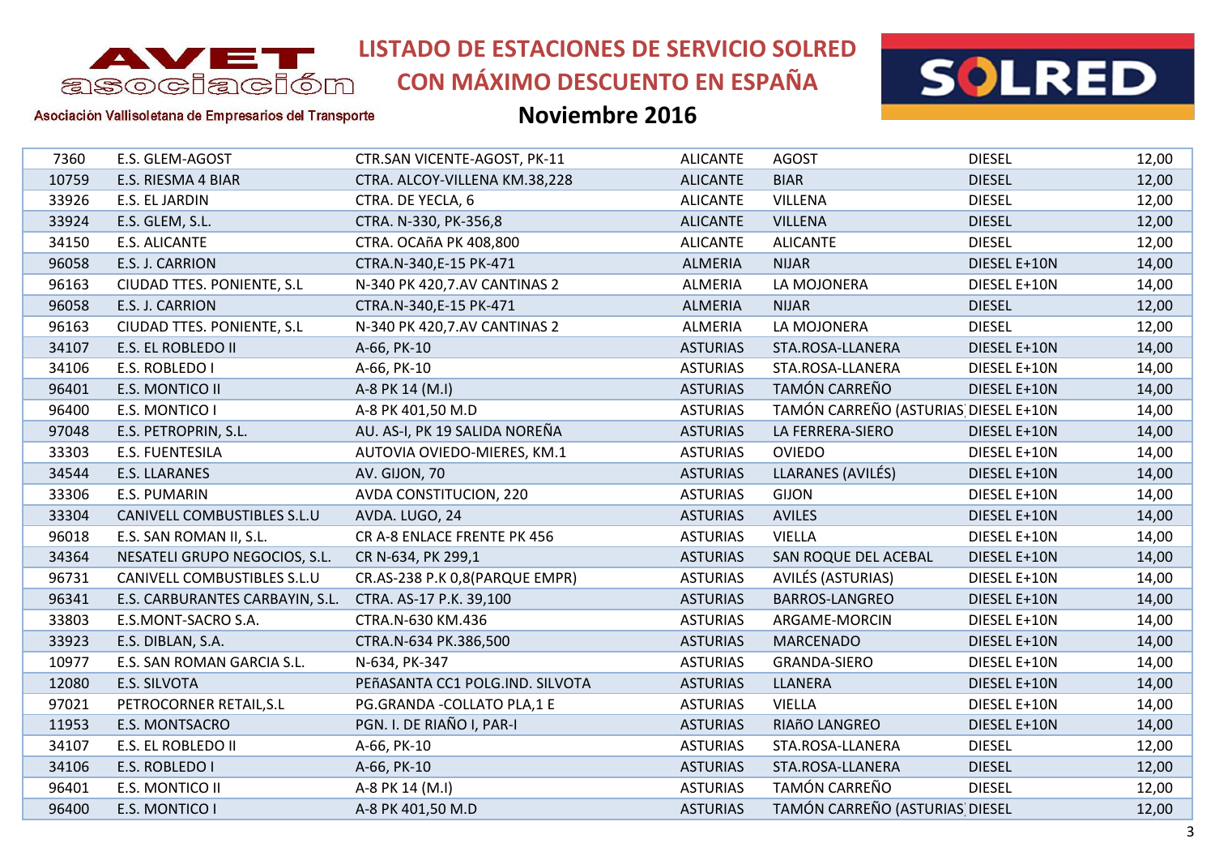# LISTADO DE ESTACIONES DE SERVICIO SOLRED CON MÁXIMO DESCUENTO EN ESPAÑA

## Noviembre 2016

AVET asociación — Asociación Vallisoletana de Empresarios del Transporte

SOLRED

| 7360 | E.S. GLEM-AGOST | CTR.SAN VICENTE-AGOST, PK-11 | ALICANTE | AGOST | DIESEL | 12,00 |
|---|---|---|---|---|---|---|
| 10759 | E.S. RIESMA 4 BIAR | CTRA. ALCOY-VILLENA KM.38,228 | ALICANTE | BIAR | DIESEL | 12,00 |
| 33926 | E.S. EL JARDIN | CTRA. DE YECLA, 6 | ALICANTE | VILLENA | DIESEL | 12,00 |
| 33924 | E.S. GLEM, S.L. | CTRA. N-330, PK-356,8 | ALICANTE | VILLENA | DIESEL | 12,00 |
| 34150 | E.S. ALICANTE | CTRA. OCAñA PK 408,800 | ALICANTE | ALICANTE | DIESEL | 12,00 |
| 96058 | E.S. J. CARRION | CTRA.N-340,E-15 PK-471 | ALMERIA | NIJAR | DIESEL E+10N | 14,00 |
| 96163 | CIUDAD TTES. PONIENTE, S.L | N-340 PK 420,7.AV CANTINAS 2 | ALMERIA | LA MOJONERA | DIESEL E+10N | 14,00 |
| 96058 | E.S. J. CARRION | CTRA.N-340,E-15 PK-471 | ALMERIA | NIJAR | DIESEL | 12,00 |
| 96163 | CIUDAD TTES. PONIENTE, S.L | N-340 PK 420,7.AV CANTINAS 2 | ALMERIA | LA MOJONERA | DIESEL | 12,00 |
| 34107 | E.S. EL ROBLEDO II | A-66, PK-10 | ASTURIAS | STA.ROSA-LLANERA | DIESEL E+10N | 14,00 |
| 34106 | E.S. ROBLEDO I | A-66, PK-10 | ASTURIAS | STA.ROSA-LLANERA | DIESEL E+10N | 14,00 |
| 96401 | E.S. MONTICO II | A-8 PK 14 (M.I) | ASTURIAS | TAMÓN CARREÑO | DIESEL E+10N | 14,00 |
| 96400 | E.S. MONTICO I | A-8 PK 401,50 M.D | ASTURIAS | TAMÓN CARREÑO (ASTURIAS | DIESEL E+10N | 14,00 |
| 97048 | E.S. PETROPRIN, S.L. | AU. AS-I, PK 19 SALIDA NOREÑA | ASTURIAS | LA FERRERA-SIERO | DIESEL E+10N | 14,00 |
| 33303 | E.S. FUENTESILA | AUTOVIA OVIEDO-MIERES, KM.1 | ASTURIAS | OVIEDO | DIESEL E+10N | 14,00 |
| 34544 | E.S. LLARANES | AV. GIJON, 70 | ASTURIAS | LLARANES (AVILÉS) | DIESEL E+10N | 14,00 |
| 33306 | E.S. PUMARIN | AVDA CONSTITUCION, 220 | ASTURIAS | GIJON | DIESEL E+10N | 14,00 |
| 33304 | CANIVELL COMBUSTIBLES S.L.U | AVDA. LUGO, 24 | ASTURIAS | AVILES | DIESEL E+10N | 14,00 |
| 96018 | E.S. SAN ROMAN II, S.L. | CR A-8 ENLACE FRENTE PK 456 | ASTURIAS | VIELLA | DIESEL E+10N | 14,00 |
| 34364 | NESATELI GRUPO NEGOCIOS, S.L. | CR N-634, PK 299,1 | ASTURIAS | SAN ROQUE DEL ACEBAL | DIESEL E+10N | 14,00 |
| 96731 | CANIVELL COMBUSTIBLES S.L.U | CR.AS-238 P.K 0,8(PARQUE EMPR) | ASTURIAS | AVILÉS (ASTURIAS) | DIESEL E+10N | 14,00 |
| 96341 | E.S. CARBURANTES CARBAYIN, S.L. | CTRA. AS-17 P.K. 39,100 | ASTURIAS | BARROS-LANGREO | DIESEL E+10N | 14,00 |
| 33803 | E.S.MONT-SACRO S.A. | CTRA.N-630 KM.436 | ASTURIAS | ARGAME-MORCIN | DIESEL E+10N | 14,00 |
| 33923 | E.S. DIBLAN, S.A. | CTRA.N-634 PK.386,500 | ASTURIAS | MARCENADO | DIESEL E+10N | 14,00 |
| 10977 | E.S. SAN ROMAN GARCIA S.L. | N-634, PK-347 | ASTURIAS | GRANDA-SIERO | DIESEL E+10N | 14,00 |
| 12080 | E.S. SILVOTA | PEñASANTA CC1 POLG.IND. SILVOTA | ASTURIAS | LLANERA | DIESEL E+10N | 14,00 |
| 97021 | PETROCORNER RETAIL,S.L | PG.GRANDA -COLLATO PLA,1 E | ASTURIAS | VIELLA | DIESEL E+10N | 14,00 |
| 11953 | E.S. MONTSACRO | PGN. I. DE RIAÑO I, PAR-I | ASTURIAS | RIAñO LANGREO | DIESEL E+10N | 14,00 |
| 34107 | E.S. EL ROBLEDO II | A-66, PK-10 | ASTURIAS | STA.ROSA-LLANERA | DIESEL | 12,00 |
| 34106 | E.S. ROBLEDO I | A-66, PK-10 | ASTURIAS | STA.ROSA-LLANERA | DIESEL | 12,00 |
| 96401 | E.S. MONTICO II | A-8 PK 14 (M.I) | ASTURIAS | TAMÓN CARREÑO | DIESEL | 12,00 |
| 96400 | E.S. MONTICO I | A-8 PK 401,50 M.D | ASTURIAS | TAMÓN CARREÑO (ASTURIAS | DIESEL | 12,00 |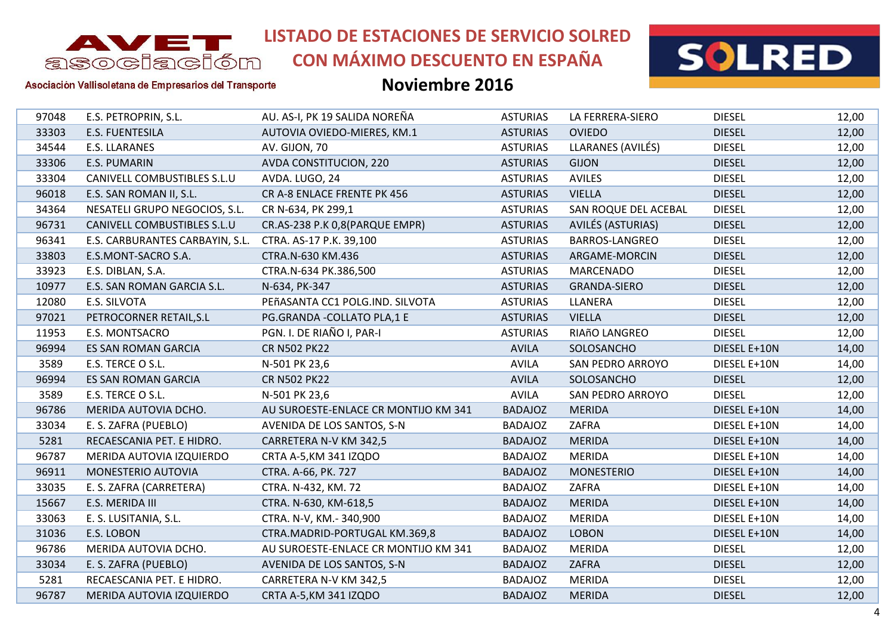# LISTADO DE ESTACIONES DE SERVICIO SOLRED CON MÁXIMO DESCUENTO EN ESPAÑA

## Noviembre 2016

AVET asociación — Asociación Vallisoletana de Empresarios del Transporte

SOLRED

| | | | | | | |
|---|---|---|---|---|---|---|
| 97048 | E.S. PETROPRIN, S.L. | AU. AS-I, PK 19 SALIDA NOREÑA | ASTURIAS | LA FERRERA-SIERO | DIESEL | 12,00 |
| 33303 | E.S. FUENTESILA | AUTOVIA OVIEDO-MIERES, KM.1 | ASTURIAS | OVIEDO | DIESEL | 12,00 |
| 34544 | E.S. LLARANES | AV. GIJON, 70 | ASTURIAS | LLARANES (AVILÉS) | DIESEL | 12,00 |
| 33306 | E.S. PUMARIN | AVDA CONSTITUCION, 220 | ASTURIAS | GIJON | DIESEL | 12,00 |
| 33304 | CANIVELL COMBUSTIBLES S.L.U | AVDA. LUGO, 24 | ASTURIAS | AVILES | DIESEL | 12,00 |
| 96018 | E.S. SAN ROMAN II, S.L. | CR A-8 ENLACE FRENTE PK 456 | ASTURIAS | VIELLA | DIESEL | 12,00 |
| 34364 | NESATELI GRUPO NEGOCIOS, S.L. | CR N-634, PK 299,1 | ASTURIAS | SAN ROQUE DEL ACEBAL | DIESEL | 12,00 |
| 96731 | CANIVELL COMBUSTIBLES S.L.U | CR.AS-238 P.K 0,8(PARQUE EMPR) | ASTURIAS | AVILÉS (ASTURIAS) | DIESEL | 12,00 |
| 96341 | E.S. CARBURANTES CARBAYIN, S.L. | CTRA. AS-17 P.K. 39,100 | ASTURIAS | BARROS-LANGREO | DIESEL | 12,00 |
| 33803 | E.S.MONT-SACRO S.A. | CTRA.N-630 KM.436 | ASTURIAS | ARGAME-MORCIN | DIESEL | 12,00 |
| 33923 | E.S. DIBLAN, S.A. | CTRA.N-634 PK.386,500 | ASTURIAS | MARCENADO | DIESEL | 12,00 |
| 10977 | E.S. SAN ROMAN GARCIA S.L. | N-634, PK-347 | ASTURIAS | GRANDA-SIERO | DIESEL | 12,00 |
| 12080 | E.S. SILVOTA | PEñASANTA CC1 POLG.IND. SILVOTA | ASTURIAS | LLANERA | DIESEL | 12,00 |
| 97021 | PETROCORNER RETAIL,S.L | PG.GRANDA -COLLATO PLA,1 E | ASTURIAS | VIELLA | DIESEL | 12,00 |
| 11953 | E.S. MONTSACRO | PGN. I. DE RIAÑO I, PAR-I | ASTURIAS | RIAñO LANGREO | DIESEL | 12,00 |
| 96994 | ES SAN ROMAN GARCIA | CR N502 PK22 | AVILA | SOLOSANCHO | DIESEL E+10N | 14,00 |
| 3589 | E.S. TERCE O S.L. | N-501 PK 23,6 | AVILA | SAN PEDRO ARROYO | DIESEL E+10N | 14,00 |
| 96994 | ES SAN ROMAN GARCIA | CR N502 PK22 | AVILA | SOLOSANCHO | DIESEL | 12,00 |
| 3589 | E.S. TERCE O S.L. | N-501 PK 23,6 | AVILA | SAN PEDRO ARROYO | DIESEL | 12,00 |
| 96786 | MERIDA AUTOVIA DCHO. | AU SUROESTE-ENLACE CR MONTIJO KM 341 | BADAJOZ | MERIDA | DIESEL E+10N | 14,00 |
| 33034 | E. S. ZAFRA (PUEBLO) | AVENIDA DE LOS SANTOS, S-N | BADAJOZ | ZAFRA | DIESEL E+10N | 14,00 |
| 5281 | RECAESCANIA PET. E HIDRO. | CARRETERA N-V KM 342,5 | BADAJOZ | MERIDA | DIESEL E+10N | 14,00 |
| 96787 | MERIDA AUTOVIA IZQUIERDO | CRTA A-5,KM 341 IZQDO | BADAJOZ | MERIDA | DIESEL E+10N | 14,00 |
| 96911 | MONESTERIO AUTOVIA | CTRA. A-66, PK. 727 | BADAJOZ | MONESTERIO | DIESEL E+10N | 14,00 |
| 33035 | E. S. ZAFRA (CARRETERA) | CTRA. N-432, KM. 72 | BADAJOZ | ZAFRA | DIESEL E+10N | 14,00 |
| 15667 | E.S. MERIDA III | CTRA. N-630, KM-618,5 | BADAJOZ | MERIDA | DIESEL E+10N | 14,00 |
| 33063 | E. S. LUSITANIA, S.L. | CTRA. N-V, KM.- 340,900 | BADAJOZ | MERIDA | DIESEL E+10N | 14,00 |
| 31036 | E.S. LOBON | CTRA.MADRID-PORTUGAL KM.369,8 | BADAJOZ | LOBON | DIESEL E+10N | 14,00 |
| 96786 | MERIDA AUTOVIA DCHO. | AU SUROESTE-ENLACE CR MONTIJO KM 341 | BADAJOZ | MERIDA | DIESEL | 12,00 |
| 33034 | E. S. ZAFRA (PUEBLO) | AVENIDA DE LOS SANTOS, S-N | BADAJOZ | ZAFRA | DIESEL | 12,00 |
| 5281 | RECAESCANIA PET. E HIDRO. | CARRETERA N-V KM 342,5 | BADAJOZ | MERIDA | DIESEL | 12,00 |
| 96787 | MERIDA AUTOVIA IZQUIERDO | CRTA A-5,KM 341 IZQDO | BADAJOZ | MERIDA | DIESEL | 12,00 |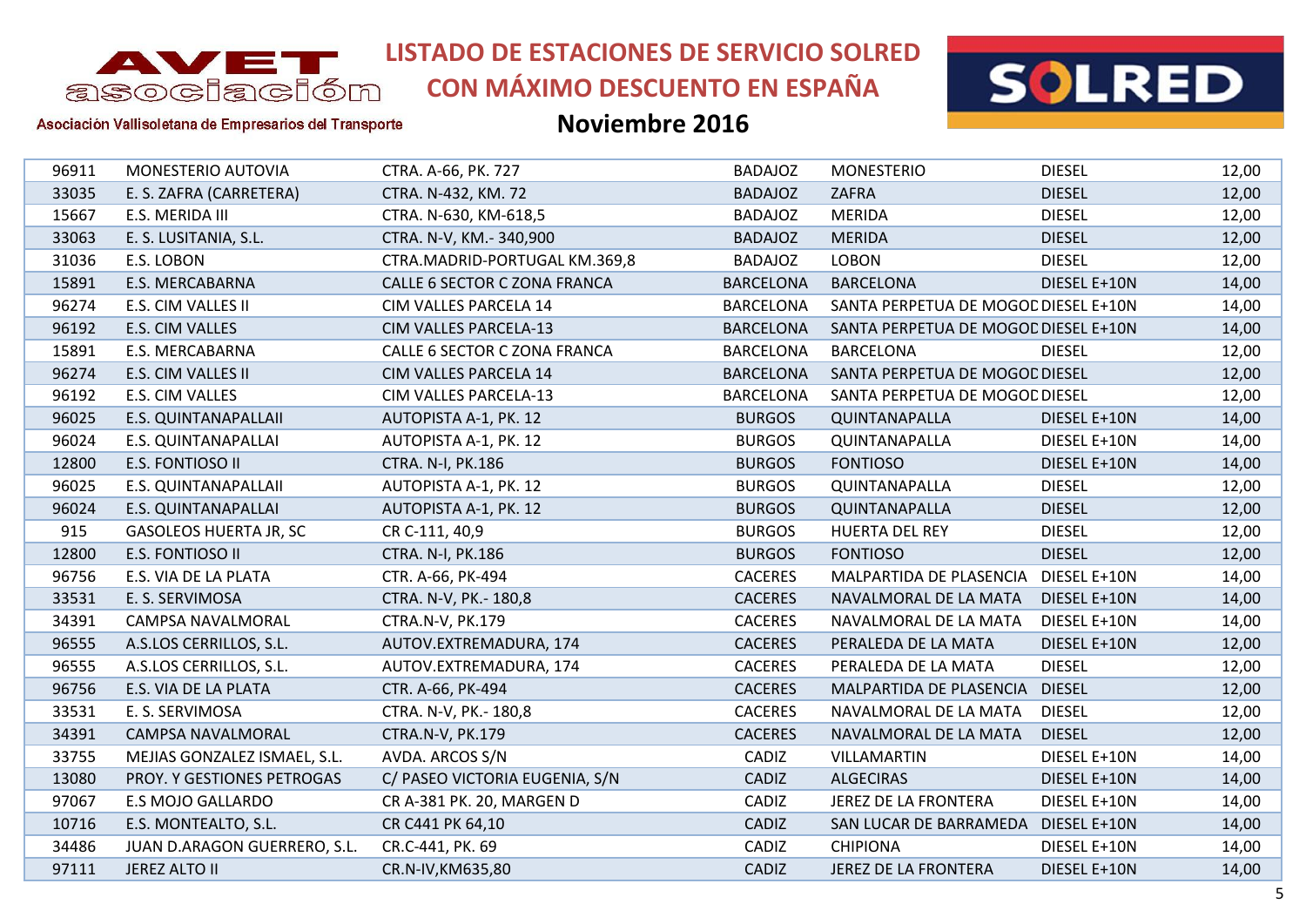# LISTADO DE ESTACIONES DE SERVICIO SOLRED CON MÁXIMO DESCUENTO EN ESPAÑA

## Noviembre 2016

AVET asociación — Asociación Vallisoletana de Empresarios del Transporte

SOLRED

| | | | | | | |
|---|---|---|---|---|---|---|
| 96911 | MONESTERIO AUTOVIA | CTRA. A-66, PK. 727 | BADAJOZ | MONESTERIO | DIESEL | 12,00 |
| 33035 | E. S. ZAFRA (CARRETERA) | CTRA. N-432, KM. 72 | BADAJOZ | ZAFRA | DIESEL | 12,00 |
| 15667 | E.S. MERIDA III | CTRA. N-630, KM-618,5 | BADAJOZ | MERIDA | DIESEL | 12,00 |
| 33063 | E. S. LUSITANIA, S.L. | CTRA. N-V, KM.- 340,900 | BADAJOZ | MERIDA | DIESEL | 12,00 |
| 31036 | E.S. LOBON | CTRA.MADRID-PORTUGAL KM.369,8 | BADAJOZ | LOBON | DIESEL | 12,00 |
| 15891 | E.S. MERCABARNA | CALLE 6 SECTOR C ZONA FRANCA | BARCELONA | BARCELONA | DIESEL E+10N | 14,00 |
| 96274 | E.S. CIM VALLES II | CIM VALLES PARCELA 14 | BARCELONA | SANTA PERPETUA DE MOGOD | DIESEL E+10N | 14,00 |
| 96192 | E.S. CIM VALLES | CIM VALLES PARCELA-13 | BARCELONA | SANTA PERPETUA DE MOGOD | DIESEL E+10N | 14,00 |
| 15891 | E.S. MERCABARNA | CALLE 6 SECTOR C ZONA FRANCA | BARCELONA | BARCELONA | DIESEL | 12,00 |
| 96274 | E.S. CIM VALLES II | CIM VALLES PARCELA 14 | BARCELONA | SANTA PERPETUA DE MOGOD | DIESEL | 12,00 |
| 96192 | E.S. CIM VALLES | CIM VALLES PARCELA-13 | BARCELONA | SANTA PERPETUA DE MOGOD | DIESEL | 12,00 |
| 96025 | E.S. QUINTANAPALLAII | AUTOPISTA A-1, PK. 12 | BURGOS | QUINTANAPALLA | DIESEL E+10N | 14,00 |
| 96024 | E.S. QUINTANAPALLAI | AUTOPISTA A-1, PK. 12 | BURGOS | QUINTANAPALLA | DIESEL E+10N | 14,00 |
| 12800 | E.S. FONTIOSO II | CTRA. N-I, PK.186 | BURGOS | FONTIOSO | DIESEL E+10N | 14,00 |
| 96025 | E.S. QUINTANAPALLAII | AUTOPISTA A-1, PK. 12 | BURGOS | QUINTANAPALLA | DIESEL | 12,00 |
| 96024 | E.S. QUINTANAPALLAI | AUTOPISTA A-1, PK. 12 | BURGOS | QUINTANAPALLA | DIESEL | 12,00 |
| 915 | GASOLEOS HUERTA JR, SC | CR C-111, 40,9 | BURGOS | HUERTA DEL REY | DIESEL | 12,00 |
| 12800 | E.S. FONTIOSO II | CTRA. N-I, PK.186 | BURGOS | FONTIOSO | DIESEL | 12,00 |
| 96756 | E.S. VIA DE LA PLATA | CTR. A-66, PK-494 | CACERES | MALPARTIDA DE PLASENCIA | DIESEL E+10N | 14,00 |
| 33531 | E. S. SERVIMOSA | CTRA. N-V, PK.- 180,8 | CACERES | NAVALMORAL DE LA MATA | DIESEL E+10N | 14,00 |
| 34391 | CAMPSA NAVALMORAL | CTRA.N-V, PK.179 | CACERES | NAVALMORAL DE LA MATA | DIESEL E+10N | 14,00 |
| 96555 | A.S.LOS CERRILLOS, S.L. | AUTOV.EXTREMADURA, 174 | CACERES | PERALEDA DE LA MATA | DIESEL E+10N | 12,00 |
| 96555 | A.S.LOS CERRILLOS, S.L. | AUTOV.EXTREMADURA, 174 | CACERES | PERALEDA DE LA MATA | DIESEL | 12,00 |
| 96756 | E.S. VIA DE LA PLATA | CTR. A-66, PK-494 | CACERES | MALPARTIDA DE PLASENCIA | DIESEL | 12,00 |
| 33531 | E. S. SERVIMOSA | CTRA. N-V, PK.- 180,8 | CACERES | NAVALMORAL DE LA MATA | DIESEL | 12,00 |
| 34391 | CAMPSA NAVALMORAL | CTRA.N-V, PK.179 | CACERES | NAVALMORAL DE LA MATA | DIESEL | 12,00 |
| 33755 | MEJIAS GONZALEZ ISMAEL, S.L. | AVDA. ARCOS S/N | CADIZ | VILLAMARTIN | DIESEL E+10N | 14,00 |
| 13080 | PROY. Y GESTIONES PETROGAS | C/ PASEO VICTORIA EUGENIA, S/N | CADIZ | ALGECIRAS | DIESEL E+10N | 14,00 |
| 97067 | E.S MOJO GALLARDO | CR A-381 PK. 20, MARGEN D | CADIZ | JEREZ DE LA FRONTERA | DIESEL E+10N | 14,00 |
| 10716 | E.S. MONTEALTO, S.L. | CR C441 PK 64,10 | CADIZ | SAN LUCAR DE BARRAMEDA | DIESEL E+10N | 14,00 |
| 34486 | JUAN D.ARAGON GUERRERO, S.L. | CR.C-441, PK. 69 | CADIZ | CHIPIONA | DIESEL E+10N | 14,00 |
| 97111 | JEREZ ALTO II | CR.N-IV,KM635,80 | CADIZ | JEREZ DE LA FRONTERA | DIESEL E+10N | 14,00 |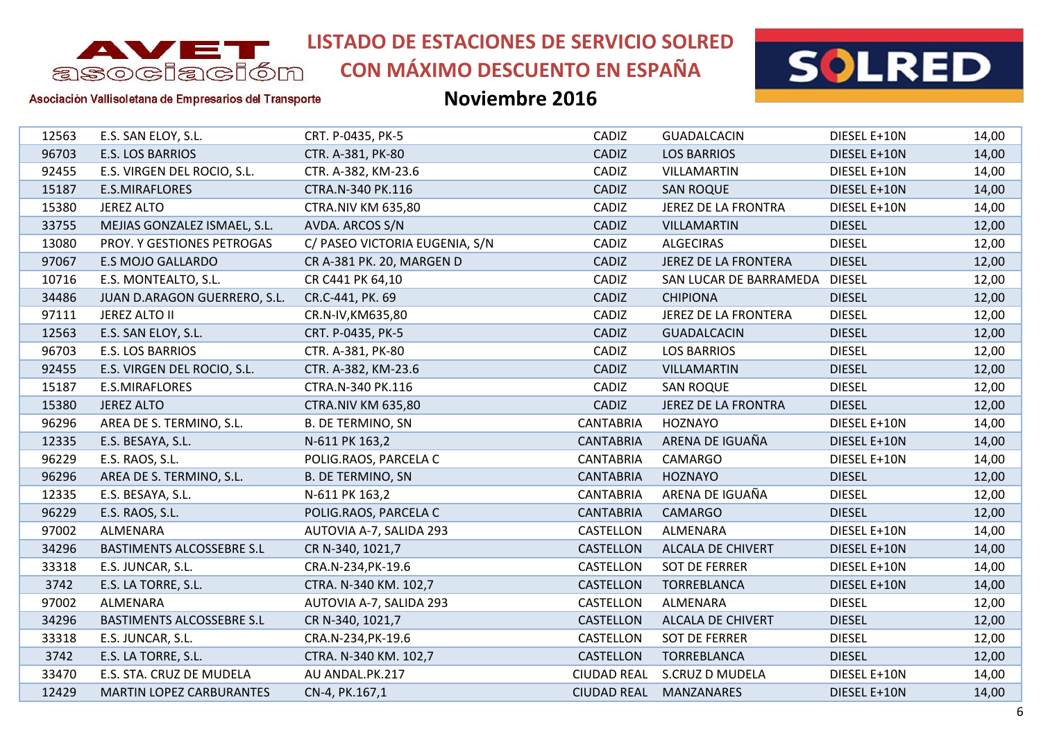# LISTADO DE ESTACIONES DE SERVICIO SOLRED CON MÁXIMO DESCUENTO EN ESPAÑA

## Noviembre 2016

AVET asociación — Asociación Vallisoletana de Empresarios del Transporte

| | | | | | | |
|---|---|---|---|---|---|---|
| 12563 | E.S. SAN ELOY, S.L. | CRT. P-0435, PK-5 | CADIZ | GUADALCACIN | DIESEL E+10N | 14,00 |
| 96703 | E.S. LOS BARRIOS | CTR. A-381, PK-80 | CADIZ | LOS BARRIOS | DIESEL E+10N | 14,00 |
| 92455 | E.S. VIRGEN DEL ROCIO, S.L. | CTR. A-382, KM-23.6 | CADIZ | VILLAMARTIN | DIESEL E+10N | 14,00 |
| 15187 | E.S.MIRAFLORES | CTRA.N-340 PK.116 | CADIZ | SAN ROQUE | DIESEL E+10N | 14,00 |
| 15380 | JEREZ ALTO | CTRA.NIV KM 635,80 | CADIZ | JEREZ DE LA FRONTRA | DIESEL E+10N | 14,00 |
| 33755 | MEJIAS GONZALEZ ISMAEL, S.L. | AVDA. ARCOS S/N | CADIZ | VILLAMARTIN | DIESEL | 12,00 |
| 13080 | PROY. Y GESTIONES PETROGAS | C/ PASEO VICTORIA EUGENIA, S/N | CADIZ | ALGECIRAS | DIESEL | 12,00 |
| 97067 | E.S MOJO GALLARDO | CR A-381 PK. 20, MARGEN D | CADIZ | JEREZ DE LA FRONTERA | DIESEL | 12,00 |
| 10716 | E.S. MONTEALTO, S.L. | CR C441 PK 64,10 | CADIZ | SAN LUCAR DE BARRAMEDA | DIESEL | 12,00 |
| 34486 | JUAN D.ARAGON GUERRERO, S.L. | CR.C-441, PK. 69 | CADIZ | CHIPIONA | DIESEL | 12,00 |
| 97111 | JEREZ ALTO II | CR.N-IV,KM635,80 | CADIZ | JEREZ DE LA FRONTERA | DIESEL | 12,00 |
| 12563 | E.S. SAN ELOY, S.L. | CRT. P-0435, PK-5 | CADIZ | GUADALCACIN | DIESEL | 12,00 |
| 96703 | E.S. LOS BARRIOS | CTR. A-381, PK-80 | CADIZ | LOS BARRIOS | DIESEL | 12,00 |
| 92455 | E.S. VIRGEN DEL ROCIO, S.L. | CTR. A-382, KM-23.6 | CADIZ | VILLAMARTIN | DIESEL | 12,00 |
| 15187 | E.S.MIRAFLORES | CTRA.N-340 PK.116 | CADIZ | SAN ROQUE | DIESEL | 12,00 |
| 15380 | JEREZ ALTO | CTRA.NIV KM 635,80 | CADIZ | JEREZ DE LA FRONTRA | DIESEL | 12,00 |
| 96296 | AREA DE S. TERMINO, S.L. | B. DE TERMINO, SN | CANTABRIA | HOZNAYO | DIESEL E+10N | 14,00 |
| 12335 | E.S. BESAYA, S.L. | N-611 PK 163,2 | CANTABRIA | ARENA DE IGUAÑA | DIESEL E+10N | 14,00 |
| 96229 | E.S. RAOS, S.L. | POLIG.RAOS, PARCELA C | CANTABRIA | CAMARGO | DIESEL E+10N | 14,00 |
| 96296 | AREA DE S. TERMINO, S.L. | B. DE TERMINO, SN | CANTABRIA | HOZNAYO | DIESEL | 12,00 |
| 12335 | E.S. BESAYA, S.L. | N-611 PK 163,2 | CANTABRIA | ARENA DE IGUAÑA | DIESEL | 12,00 |
| 96229 | E.S. RAOS, S.L. | POLIG.RAOS, PARCELA C | CANTABRIA | CAMARGO | DIESEL | 12,00 |
| 97002 | ALMENARA | AUTOVIA A-7, SALIDA 293 | CASTELLON | ALMENARA | DIESEL E+10N | 14,00 |
| 34296 | BASTIMENTS ALCOSSEBRE S.L | CR N-340, 1021,7 | CASTELLON | ALCALA DE CHIVERT | DIESEL E+10N | 14,00 |
| 33318 | E.S. JUNCAR, S.L. | CRA.N-234,PK-19.6 | CASTELLON | SOT DE FERRER | DIESEL E+10N | 14,00 |
| 3742 | E.S. LA TORRE, S.L. | CTRA. N-340 KM. 102,7 | CASTELLON | TORREBLANCA | DIESEL E+10N | 14,00 |
| 97002 | ALMENARA | AUTOVIA A-7, SALIDA 293 | CASTELLON | ALMENARA | DIESEL | 12,00 |
| 34296 | BASTIMENTS ALCOSSEBRE S.L | CR N-340, 1021,7 | CASTELLON | ALCALA DE CHIVERT | DIESEL | 12,00 |
| 33318 | E.S. JUNCAR, S.L. | CRA.N-234,PK-19.6 | CASTELLON | SOT DE FERRER | DIESEL | 12,00 |
| 3742 | E.S. LA TORRE, S.L. | CTRA. N-340 KM. 102,7 | CASTELLON | TORREBLANCA | DIESEL | 12,00 |
| 33470 | E.S. STA. CRUZ DE MUDELA | AU ANDAL.PK.217 | CIUDAD REAL | S.CRUZ D MUDELA | DIESEL E+10N | 14,00 |
| 12429 | MARTIN LOPEZ CARBURANTES | CN-4, PK.167,1 | CIUDAD REAL | MANZANARES | DIESEL E+10N | 14,00 |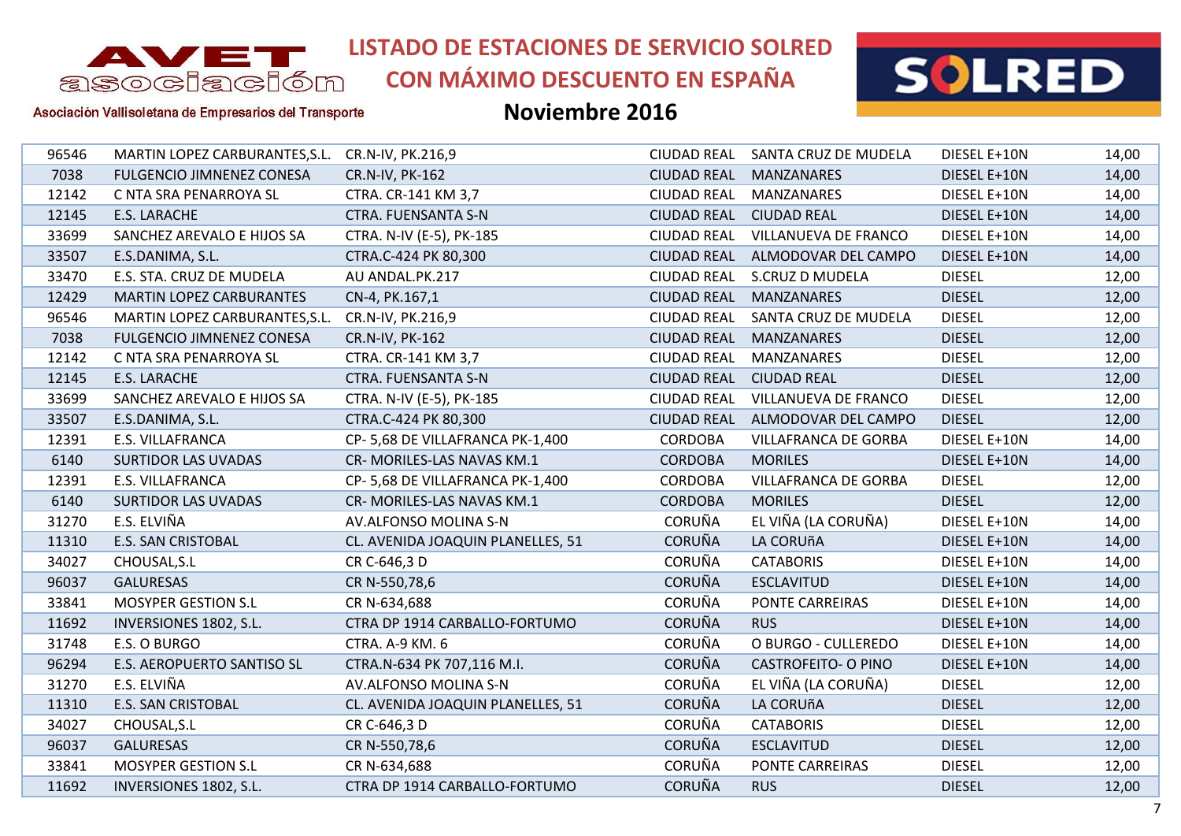# LISTADO DE ESTACIONES DE SERVICIO SOLRED CON MÁXIMO DESCUENTO EN ESPAÑA

## Noviembre 2016

AVET asociación — Asociación Vallisoletana de Empresarios del Transporte

| | | | | | | |
|---|---|---|---|---|---|---|
| 96546 | MARTIN LOPEZ CARBURANTES,S.L. | CR.N-IV, PK.216,9 | CIUDAD REAL | SANTA CRUZ DE MUDELA | DIESEL E+10N | 14,00 |
| 7038 | FULGENCIO JIMNENEZ CONESA | CR.N-IV, PK-162 | CIUDAD REAL | MANZANARES | DIESEL E+10N | 14,00 |
| 12142 | C NTA SRA PENARROYA SL | CTRA. CR-141 KM 3,7 | CIUDAD REAL | MANZANARES | DIESEL E+10N | 14,00 |
| 12145 | E.S. LARACHE | CTRA. FUENSANTA S-N | CIUDAD REAL | CIUDAD REAL | DIESEL E+10N | 14,00 |
| 33699 | SANCHEZ AREVALO E HIJOS SA | CTRA. N-IV (E-5), PK-185 | CIUDAD REAL | VILLANUEVA DE FRANCO | DIESEL E+10N | 14,00 |
| 33507 | E.S.DANIMA, S.L. | CTRA.C-424 PK 80,300 | CIUDAD REAL | ALMODOVAR DEL CAMPO | DIESEL E+10N | 14,00 |
| 33470 | E.S. STA. CRUZ DE MUDELA | AU ANDAL.PK.217 | CIUDAD REAL | S.CRUZ D MUDELA | DIESEL | 12,00 |
| 12429 | MARTIN LOPEZ CARBURANTES | CN-4, PK.167,1 | CIUDAD REAL | MANZANARES | DIESEL | 12,00 |
| 96546 | MARTIN LOPEZ CARBURANTES,S.L. | CR.N-IV, PK.216,9 | CIUDAD REAL | SANTA CRUZ DE MUDELA | DIESEL | 12,00 |
| 7038 | FULGENCIO JIMNENEZ CONESA | CR.N-IV, PK-162 | CIUDAD REAL | MANZANARES | DIESEL | 12,00 |
| 12142 | C NTA SRA PENARROYA SL | CTRA. CR-141 KM 3,7 | CIUDAD REAL | MANZANARES | DIESEL | 12,00 |
| 12145 | E.S. LARACHE | CTRA. FUENSANTA S-N | CIUDAD REAL | CIUDAD REAL | DIESEL | 12,00 |
| 33699 | SANCHEZ AREVALO E HIJOS SA | CTRA. N-IV (E-5), PK-185 | CIUDAD REAL | VILLANUEVA DE FRANCO | DIESEL | 12,00 |
| 33507 | E.S.DANIMA, S.L. | CTRA.C-424 PK 80,300 | CIUDAD REAL | ALMODOVAR DEL CAMPO | DIESEL | 12,00 |
| 12391 | E.S. VILLAFRANCA | CP- 5,68 DE VILLAFRANCA PK-1,400 | CORDOBA | VILLAFRANCA DE GORBA | DIESEL E+10N | 14,00 |
| 6140 | SURTIDOR LAS UVADAS | CR- MORILES-LAS NAVAS KM.1 | CORDOBA | MORILES | DIESEL E+10N | 14,00 |
| 12391 | E.S. VILLAFRANCA | CP- 5,68 DE VILLAFRANCA PK-1,400 | CORDOBA | VILLAFRANCA DE GORBA | DIESEL | 12,00 |
| 6140 | SURTIDOR LAS UVADAS | CR- MORILES-LAS NAVAS KM.1 | CORDOBA | MORILES | DIESEL | 12,00 |
| 31270 | E.S. ELVIÑA | AV.ALFONSO MOLINA S-N | CORUÑA | EL VIÑA (LA CORUÑA) | DIESEL E+10N | 14,00 |
| 11310 | E.S. SAN CRISTOBAL | CL. AVENIDA JOAQUIN PLANELLES, 51 | CORUÑA | LA CORUñA | DIESEL E+10N | 14,00 |
| 34027 | CHOUSAL,S.L | CR C-646,3 D | CORUÑA | CATABORIS | DIESEL E+10N | 14,00 |
| 96037 | GALURESAS | CR N-550,78,6 | CORUÑA | ESCLAVITUD | DIESEL E+10N | 14,00 |
| 33841 | MOSYPER GESTION S.L | CR N-634,688 | CORUÑA | PONTE CARREIRAS | DIESEL E+10N | 14,00 |
| 11692 | INVERSIONES 1802, S.L. | CTRA DP 1914 CARBALLO-FORTUMO | CORUÑA | RUS | DIESEL E+10N | 14,00 |
| 31748 | E.S. O BURGO | CTRA. A-9 KM. 6 | CORUÑA | O BURGO - CULLEREDO | DIESEL E+10N | 14,00 |
| 96294 | E.S. AEROPUERTO SANTISO SL | CTRA.N-634 PK 707,116 M.I. | CORUÑA | CASTROFEITO- O PINO | DIESEL E+10N | 14,00 |
| 31270 | E.S. ELVIÑA | AV.ALFONSO MOLINA S-N | CORUÑA | EL VIÑA (LA CORUÑA) | DIESEL | 12,00 |
| 11310 | E.S. SAN CRISTOBAL | CL. AVENIDA JOAQUIN PLANELLES, 51 | CORUÑA | LA CORUñA | DIESEL | 12,00 |
| 34027 | CHOUSAL,S.L | CR C-646,3 D | CORUÑA | CATABORIS | DIESEL | 12,00 |
| 96037 | GALURESAS | CR N-550,78,6 | CORUÑA | ESCLAVITUD | DIESEL | 12,00 |
| 33841 | MOSYPER GESTION S.L | CR N-634,688 | CORUÑA | PONTE CARREIRAS | DIESEL | 12,00 |
| 11692 | INVERSIONES 1802, S.L. | CTRA DP 1914 CARBALLO-FORTUMO | CORUÑA | RUS | DIESEL | 12,00 |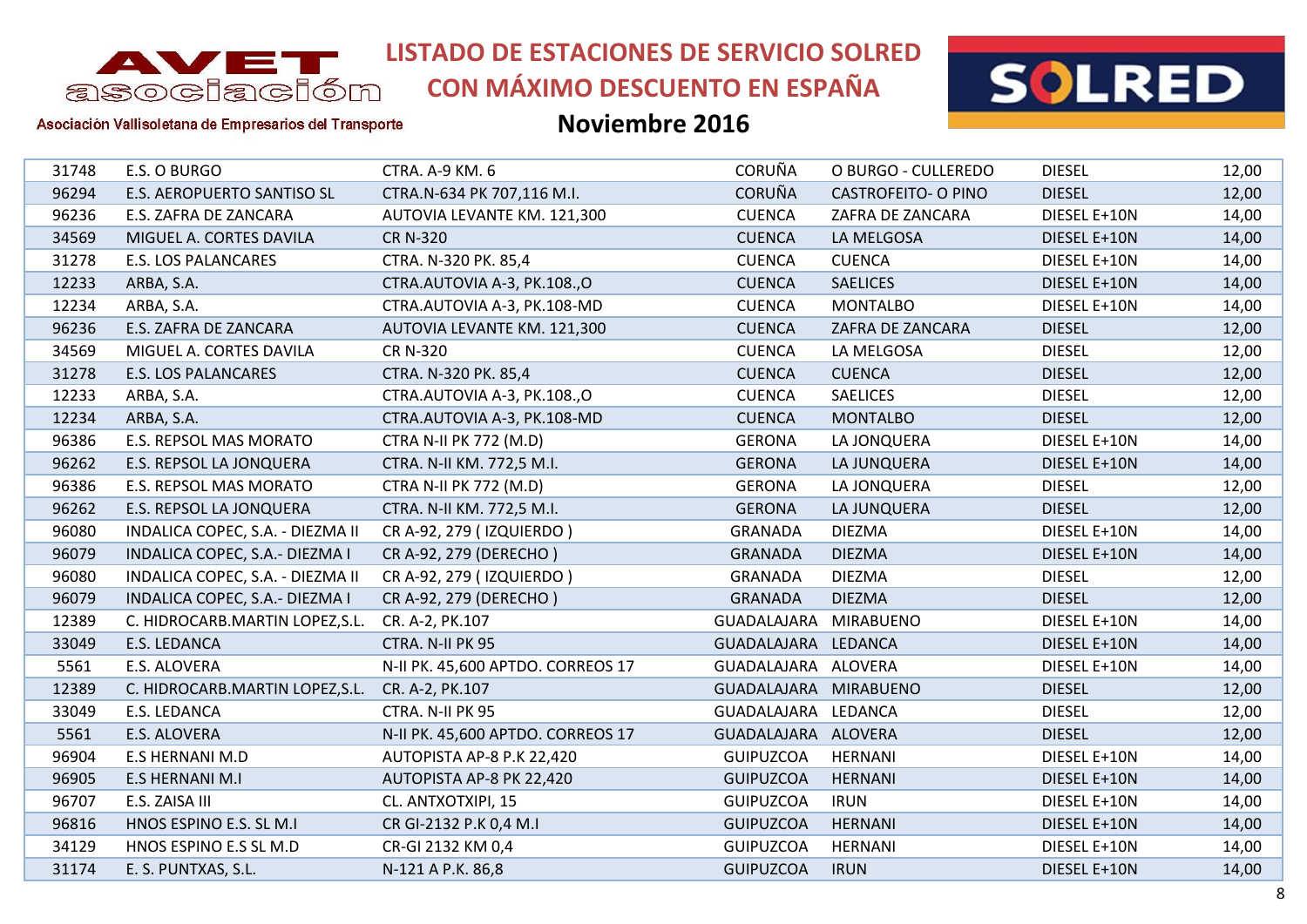# LISTADO DE ESTACIONES DE SERVICIO SOLRED CON MÁXIMO DESCUENTO EN ESPAÑA

## Noviembre 2016

Asociación Vallisoletana de Empresarios del Transporte

| | | | | | | |
|---|---|---|---|---|---|---|
| 31748 | E.S. O BURGO | CTRA. A-9 KM. 6 | CORUÑA | O BURGO - CULLEREDO | DIESEL | 12,00 |
| 96294 | E.S. AEROPUERTO SANTISO SL | CTRA.N-634 PK 707,116 M.I. | CORUÑA | CASTROFEITO- O PINO | DIESEL | 12,00 |
| 96236 | E.S. ZAFRA DE ZANCARA | AUTOVIA LEVANTE KM. 121,300 | CUENCA | ZAFRA DE ZANCARA | DIESEL E+10N | 14,00 |
| 34569 | MIGUEL A. CORTES DAVILA | CR N-320 | CUENCA | LA MELGOSA | DIESEL E+10N | 14,00 |
| 31278 | E.S. LOS PALANCARES | CTRA. N-320 PK. 85,4 | CUENCA | CUENCA | DIESEL E+10N | 14,00 |
| 12233 | ARBA, S.A. | CTRA.AUTOVIA A-3, PK.108.,O | CUENCA | SAELICES | DIESEL E+10N | 14,00 |
| 12234 | ARBA, S.A. | CTRA.AUTOVIA A-3, PK.108-MD | CUENCA | MONTALBO | DIESEL E+10N | 14,00 |
| 96236 | E.S. ZAFRA DE ZANCARA | AUTOVIA LEVANTE KM. 121,300 | CUENCA | ZAFRA DE ZANCARA | DIESEL | 12,00 |
| 34569 | MIGUEL A. CORTES DAVILA | CR N-320 | CUENCA | LA MELGOSA | DIESEL | 12,00 |
| 31278 | E.S. LOS PALANCARES | CTRA. N-320 PK. 85,4 | CUENCA | CUENCA | DIESEL | 12,00 |
| 12233 | ARBA, S.A. | CTRA.AUTOVIA A-3, PK.108.,O | CUENCA | SAELICES | DIESEL | 12,00 |
| 12234 | ARBA, S.A. | CTRA.AUTOVIA A-3, PK.108-MD | CUENCA | MONTALBO | DIESEL | 12,00 |
| 96386 | E.S. REPSOL MAS MORATO | CTRA N-II PK 772 (M.D) | GERONA | LA JONQUERA | DIESEL E+10N | 14,00 |
| 96262 | E.S. REPSOL LA JONQUERA | CTRA. N-II KM. 772,5 M.I. | GERONA | LA JUNQUERA | DIESEL E+10N | 14,00 |
| 96386 | E.S. REPSOL MAS MORATO | CTRA N-II PK 772 (M.D) | GERONA | LA JONQUERA | DIESEL | 12,00 |
| 96262 | E.S. REPSOL LA JONQUERA | CTRA. N-II KM. 772,5 M.I. | GERONA | LA JUNQUERA | DIESEL | 12,00 |
| 96080 | INDALICA COPEC, S.A. - DIEZMA II | CR A-92, 279 ( IZQUIERDO ) | GRANADA | DIEZMA | DIESEL E+10N | 14,00 |
| 96079 | INDALICA COPEC, S.A.- DIEZMA I | CR A-92, 279 (DERECHO ) | GRANADA | DIEZMA | DIESEL E+10N | 14,00 |
| 96080 | INDALICA COPEC, S.A. - DIEZMA II | CR A-92, 279 ( IZQUIERDO ) | GRANADA | DIEZMA | DIESEL | 12,00 |
| 96079 | INDALICA COPEC, S.A.- DIEZMA I | CR A-92, 279 (DERECHO ) | GRANADA | DIEZMA | DIESEL | 12,00 |
| 12389 | C. HIDROCARB.MARTIN LOPEZ,S.L. | CR. A-2, PK.107 | GUADALAJARA | MIRABUENO | DIESEL E+10N | 14,00 |
| 33049 | E.S. LEDANCA | CTRA. N-II PK 95 | GUADALAJARA | LEDANCA | DIESEL E+10N | 14,00 |
| 5561 | E.S. ALOVERA | N-II PK. 45,600 APTDO. CORREOS 17 | GUADALAJARA | ALOVERA | DIESEL E+10N | 14,00 |
| 12389 | C. HIDROCARB.MARTIN LOPEZ,S.L. | CR. A-2, PK.107 | GUADALAJARA | MIRABUENO | DIESEL | 12,00 |
| 33049 | E.S. LEDANCA | CTRA. N-II PK 95 | GUADALAJARA | LEDANCA | DIESEL | 12,00 |
| 5561 | E.S. ALOVERA | N-II PK. 45,600 APTDO. CORREOS 17 | GUADALAJARA | ALOVERA | DIESEL | 12,00 |
| 96904 | E.S HERNANI M.D | AUTOPISTA AP-8 P.K 22,420 | GUIPUZCOA | HERNANI | DIESEL E+10N | 14,00 |
| 96905 | E.S HERNANI M.I | AUTOPISTA AP-8 PK 22,420 | GUIPUZCOA | HERNANI | DIESEL E+10N | 14,00 |
| 96707 | E.S. ZAISA III | CL. ANTXOTXIPI, 15 | GUIPUZCOA | IRUN | DIESEL E+10N | 14,00 |
| 96816 | HNOS ESPINO E.S. SL M.I | CR GI-2132 P.K 0,4 M.I | GUIPUZCOA | HERNANI | DIESEL E+10N | 14,00 |
| 34129 | HNOS ESPINO E.S SL M.D | CR-GI 2132 KM 0,4 | GUIPUZCOA | HERNANI | DIESEL E+10N | 14,00 |
| 31174 | E. S. PUNTXAS, S.L. | N-121 A P.K. 86,8 | GUIPUZCOA | IRUN | DIESEL E+10N | 14,00 |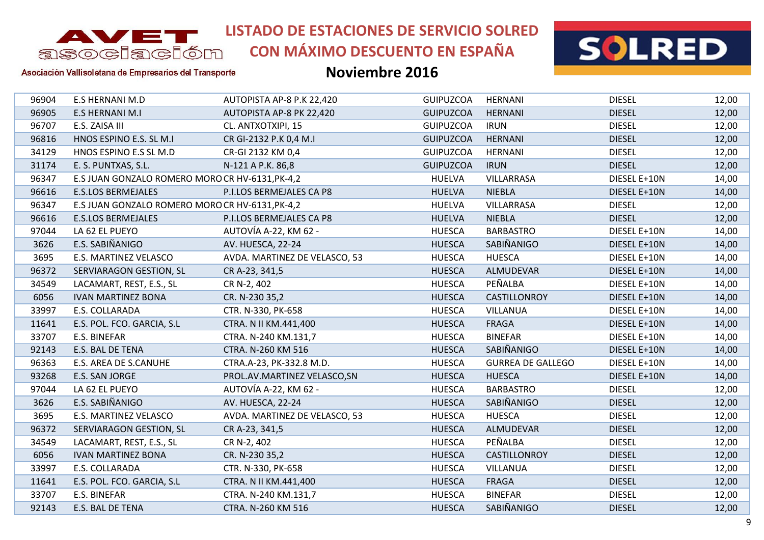# LISTADO DE ESTACIONES DE SERVICIO SOLRED CON MÁXIMO DESCUENTO EN ESPAÑA

## Noviembre 2016

AVET asociación – Asociación Vallisoletana de Empresarios del Transporte

| | | | | | | |
|---|---|---|---|---|---|---|
| 96904 | E.S HERNANI M.D | AUTOPISTA AP-8 P.K 22,420 | GUIPUZCOA | HERNANI | DIESEL | 12,00 |
| 96905 | E.S HERNANI M.I | AUTOPISTA AP-8 PK 22,420 | GUIPUZCOA | HERNANI | DIESEL | 12,00 |
| 96707 | E.S. ZAISA III | CL. ANTXOTXIPI, 15 | GUIPUZCOA | IRUN | DIESEL | 12,00 |
| 96816 | HNOS ESPINO E.S. SL M.I | CR GI-2132 P.K 0,4 M.I | GUIPUZCOA | HERNANI | DIESEL | 12,00 |
| 34129 | HNOS ESPINO E.S SL M.D | CR-GI 2132 KM 0,4 | GUIPUZCOA | HERNANI | DIESEL | 12,00 |
| 31174 | E. S. PUNTXAS, S.L. | N-121 A P.K. 86,8 | GUIPUZCOA | IRUN | DIESEL | 12,00 |
| 96347 | E.S JUAN GONZALO ROMERO MORO | CR HV-6131,PK-4,2 | HUELVA | VILLARRASA | DIESEL E+10N | 14,00 |
| 96616 | E.S.LOS BERMEJALES | P.I.LOS BERMEJALES CA P8 | HUELVA | NIEBLA | DIESEL E+10N | 14,00 |
| 96347 | E.S JUAN GONZALO ROMERO MORO | CR HV-6131,PK-4,2 | HUELVA | VILLARRASA | DIESEL | 12,00 |
| 96616 | E.S.LOS BERMEJALES | P.I.LOS BERMEJALES CA P8 | HUELVA | NIEBLA | DIESEL | 12,00 |
| 97044 | LA 62 EL PUEYO | AUTOVÍA A-22, KM 62 - | HUESCA | BARBASTRO | DIESEL E+10N | 14,00 |
| 3626 | E.S. SABIÑANIGO | AV. HUESCA, 22-24 | HUESCA | SABIÑANIGO | DIESEL E+10N | 14,00 |
| 3695 | E.S. MARTINEZ VELASCO | AVDA. MARTINEZ DE VELASCO, 53 | HUESCA | HUESCA | DIESEL E+10N | 14,00 |
| 96372 | SERVIARAGON GESTION, SL | CR A-23, 341,5 | HUESCA | ALMUDEVAR | DIESEL E+10N | 14,00 |
| 34549 | LACAMART, REST, E.S., SL | CR N-2, 402 | HUESCA | PEÑALBA | DIESEL E+10N | 14,00 |
| 6056 | IVAN MARTINEZ BONA | CR. N-230 35,2 | HUESCA | CASTILLONROY | DIESEL E+10N | 14,00 |
| 33997 | E.S. COLLARADA | CTR. N-330, PK-658 | HUESCA | VILLANUA | DIESEL E+10N | 14,00 |
| 11641 | E.S. POL. FCO. GARCIA, S.L | CTRA. N II KM.441,400 | HUESCA | FRAGA | DIESEL E+10N | 14,00 |
| 33707 | E.S. BINEFAR | CTRA. N-240 KM.131,7 | HUESCA | BINEFAR | DIESEL E+10N | 14,00 |
| 92143 | E.S. BAL DE TENA | CTRA. N-260 KM 516 | HUESCA | SABIÑANIGO | DIESEL E+10N | 14,00 |
| 96363 | E.S. AREA DE S.CANUHE | CTRA.A-23, PK-332.8 M.D. | HUESCA | GURREA DE GALLEGO | DIESEL E+10N | 14,00 |
| 93268 | E.S. SAN JORGE | PROL.AV.MARTINEZ VELASCO,SN | HUESCA | HUESCA | DIESEL E+10N | 14,00 |
| 97044 | LA 62 EL PUEYO | AUTOVÍA A-22, KM 62 - | HUESCA | BARBASTRO | DIESEL | 12,00 |
| 3626 | E.S. SABIÑANIGO | AV. HUESCA, 22-24 | HUESCA | SABIÑANIGO | DIESEL | 12,00 |
| 3695 | E.S. MARTINEZ VELASCO | AVDA. MARTINEZ DE VELASCO, 53 | HUESCA | HUESCA | DIESEL | 12,00 |
| 96372 | SERVIARAGON GESTION, SL | CR A-23, 341,5 | HUESCA | ALMUDEVAR | DIESEL | 12,00 |
| 34549 | LACAMART, REST, E.S., SL | CR N-2, 402 | HUESCA | PEÑALBA | DIESEL | 12,00 |
| 6056 | IVAN MARTINEZ BONA | CR. N-230 35,2 | HUESCA | CASTILLONROY | DIESEL | 12,00 |
| 33997 | E.S. COLLARADA | CTR. N-330, PK-658 | HUESCA | VILLANUA | DIESEL | 12,00 |
| 11641 | E.S. POL. FCO. GARCIA, S.L | CTRA. N II KM.441,400 | HUESCA | FRAGA | DIESEL | 12,00 |
| 33707 | E.S. BINEFAR | CTRA. N-240 KM.131,7 | HUESCA | BINEFAR | DIESEL | 12,00 |
| 92143 | E.S. BAL DE TENA | CTRA. N-260 KM 516 | HUESCA | SABIÑANIGO | DIESEL | 12,00 |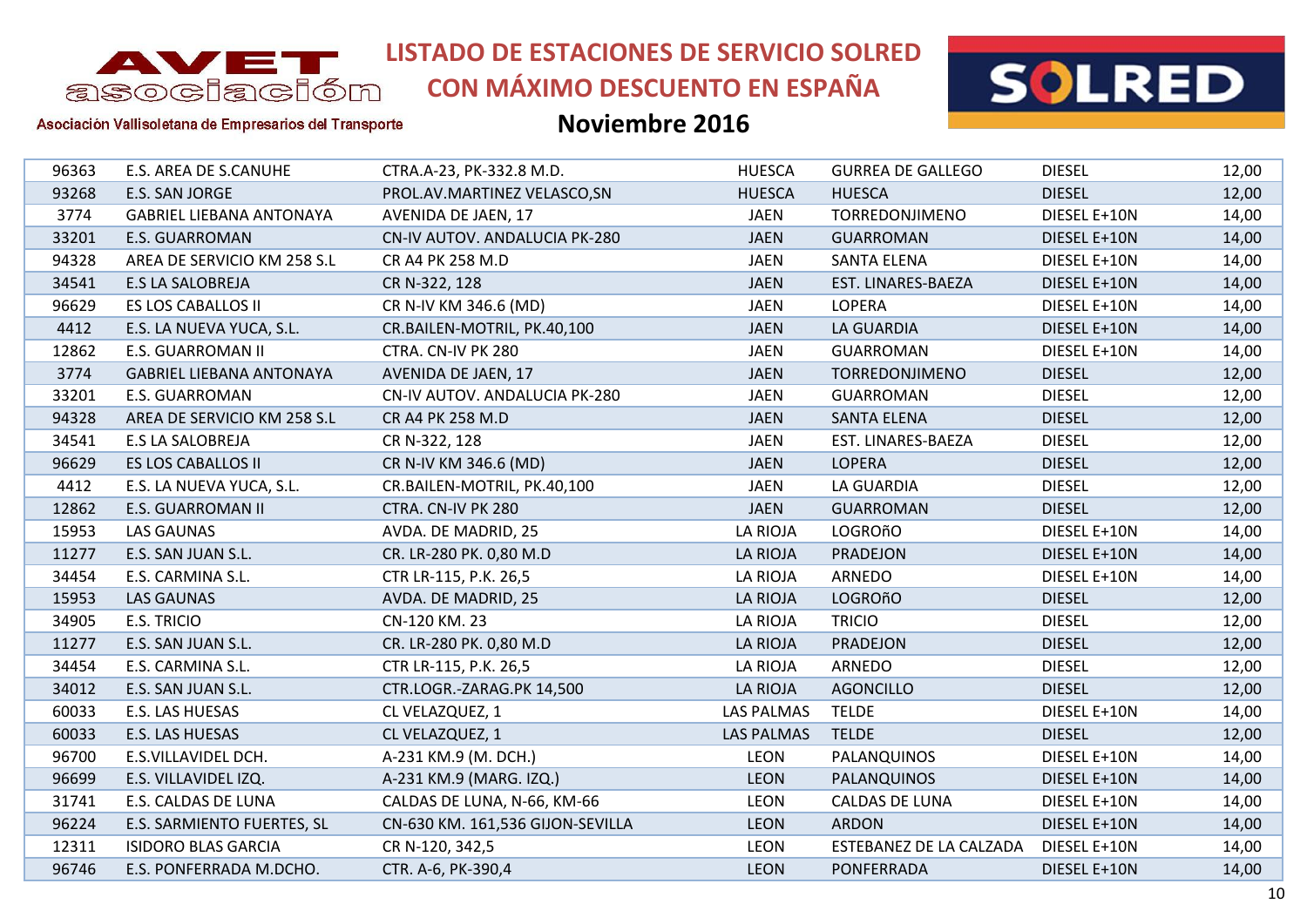# LISTADO DE ESTACIONES DE SERVICIO SOLRED CON MÁXIMO DESCUENTO EN ESPAÑA

## Noviembre 2016

AVET asociación — Asociación Vallisoletana de Empresarios del Transporte

| | | | | | | |
|---|---|---|---|---|---|---|
| 96363 | E.S. AREA DE S.CANUHE | CTRA.A-23, PK-332.8 M.D. | HUESCA | GURREA DE GALLEGO | DIESEL | 12,00 |
| 93268 | E.S. SAN JORGE | PROL.AV.MARTINEZ VELASCO,SN | HUESCA | HUESCA | DIESEL | 12,00 |
| 3774 | GABRIEL LIEBANA ANTONAYA | AVENIDA DE JAEN, 17 | JAEN | TORREDONJIMENO | DIESEL E+10N | 14,00 |
| 33201 | E.S. GUARROMAN | CN-IV AUTOV. ANDALUCIA PK-280 | JAEN | GUARROMAN | DIESEL E+10N | 14,00 |
| 94328 | AREA DE SERVICIO KM 258 S.L | CR A4 PK 258 M.D | JAEN | SANTA ELENA | DIESEL E+10N | 14,00 |
| 34541 | E.S LA SALOBREJA | CR N-322, 128 | JAEN | EST. LINARES-BAEZA | DIESEL E+10N | 14,00 |
| 96629 | ES LOS CABALLOS II | CR N-IV KM 346.6 (MD) | JAEN | LOPERA | DIESEL E+10N | 14,00 |
| 4412 | E.S. LA NUEVA YUCA, S.L. | CR.BAILEN-MOTRIL, PK.40,100 | JAEN | LA GUARDIA | DIESEL E+10N | 14,00 |
| 12862 | E.S. GUARROMAN II | CTRA. CN-IV PK 280 | JAEN | GUARROMAN | DIESEL E+10N | 14,00 |
| 3774 | GABRIEL LIEBANA ANTONAYA | AVENIDA DE JAEN, 17 | JAEN | TORREDONJIMENO | DIESEL | 12,00 |
| 33201 | E.S. GUARROMAN | CN-IV AUTOV. ANDALUCIA PK-280 | JAEN | GUARROMAN | DIESEL | 12,00 |
| 94328 | AREA DE SERVICIO KM 258 S.L | CR A4 PK 258 M.D | JAEN | SANTA ELENA | DIESEL | 12,00 |
| 34541 | E.S LA SALOBREJA | CR N-322, 128 | JAEN | EST. LINARES-BAEZA | DIESEL | 12,00 |
| 96629 | ES LOS CABALLOS II | CR N-IV KM 346.6 (MD) | JAEN | LOPERA | DIESEL | 12,00 |
| 4412 | E.S. LA NUEVA YUCA, S.L. | CR.BAILEN-MOTRIL, PK.40,100 | JAEN | LA GUARDIA | DIESEL | 12,00 |
| 12862 | E.S. GUARROMAN II | CTRA. CN-IV PK 280 | JAEN | GUARROMAN | DIESEL | 12,00 |
| 15953 | LAS GAUNAS | AVDA. DE MADRID, 25 | LA RIOJA | LOGROñO | DIESEL E+10N | 14,00 |
| 11277 | E.S. SAN JUAN S.L. | CR. LR-280 PK. 0,80 M.D | LA RIOJA | PRADEJON | DIESEL E+10N | 14,00 |
| 34454 | E.S. CARMINA S.L. | CTR LR-115, P.K. 26,5 | LA RIOJA | ARNEDO | DIESEL E+10N | 14,00 |
| 15953 | LAS GAUNAS | AVDA. DE MADRID, 25 | LA RIOJA | LOGROñO | DIESEL | 12,00 |
| 34905 | E.S. TRICIO | CN-120 KM. 23 | LA RIOJA | TRICIO | DIESEL | 12,00 |
| 11277 | E.S. SAN JUAN S.L. | CR. LR-280 PK. 0,80 M.D | LA RIOJA | PRADEJON | DIESEL | 12,00 |
| 34454 | E.S. CARMINA S.L. | CTR LR-115, P.K. 26,5 | LA RIOJA | ARNEDO | DIESEL | 12,00 |
| 34012 | E.S. SAN JUAN S.L. | CTR.LOGR.-ZARAG.PK 14,500 | LA RIOJA | AGONCILLO | DIESEL | 12,00 |
| 60033 | E.S. LAS HUESAS | CL VELAZQUEZ, 1 | LAS PALMAS | TELDE | DIESEL E+10N | 14,00 |
| 60033 | E.S. LAS HUESAS | CL VELAZQUEZ, 1 | LAS PALMAS | TELDE | DIESEL | 12,00 |
| 96700 | E.S.VILLAVIDEL DCH. | A-231 KM.9 (M. DCH.) | LEON | PALANQUINOS | DIESEL E+10N | 14,00 |
| 96699 | E.S. VILLAVIDEL IZQ. | A-231 KM.9 (MARG. IZQ.) | LEON | PALANQUINOS | DIESEL E+10N | 14,00 |
| 31741 | E.S. CALDAS DE LUNA | CALDAS DE LUNA, N-66, KM-66 | LEON | CALDAS DE LUNA | DIESEL E+10N | 14,00 |
| 96224 | E.S. SARMIENTO FUERTES, SL | CN-630 KM. 161,536 GIJON-SEVILLA | LEON | ARDON | DIESEL E+10N | 14,00 |
| 12311 | ISIDORO BLAS GARCIA | CR N-120, 342,5 | LEON | ESTEBANEZ DE LA CALZADA | DIESEL E+10N | 14,00 |
| 96746 | E.S. PONFERRADA M.DCHO. | CTR. A-6, PK-390,4 | LEON | PONFERRADA | DIESEL E+10N | 14,00 |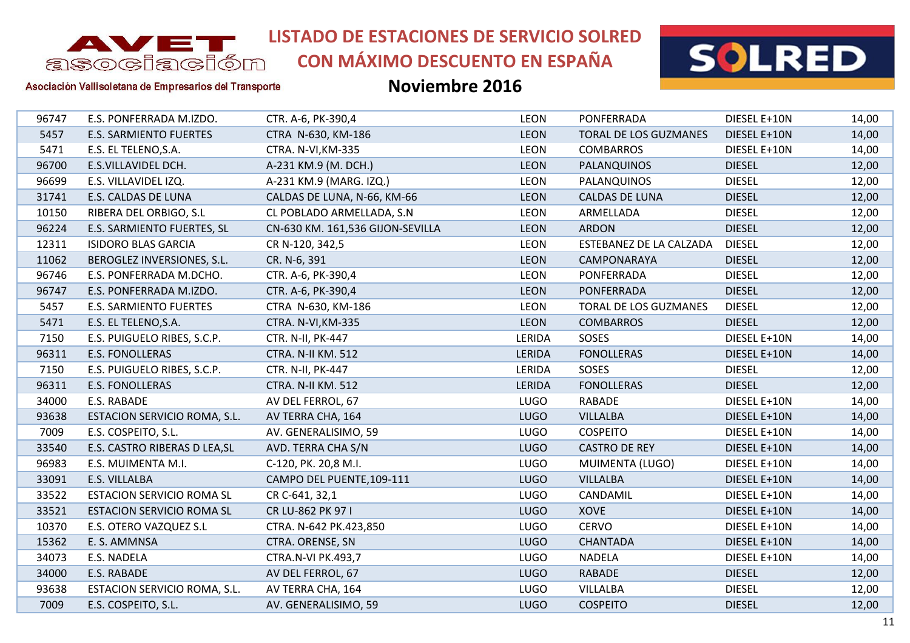# LISTADO DE ESTACIONES DE SERVICIO SOLRED CON MÁXIMO DESCUENTO EN ESPAÑA

## Noviembre 2016

AVET asociación – Asociación Vallisoletana de Empresarios del Transporte

| | | | | | | |
|---|---|---|---|---|---|---|
| 96747 | E.S. PONFERRADA M.IZDO. | CTR. A-6, PK-390,4 | LEON | PONFERRADA | DIESEL E+10N | 14,00 |
| 5457 | E.S. SARMIENTO FUERTES | CTRA N-630, KM-186 | LEON | TORAL DE LOS GUZMANES | DIESEL E+10N | 14,00 |
| 5471 | E.S. EL TELENO,S.A. | CTRA. N-VI,KM-335 | LEON | COMBARROS | DIESEL E+10N | 14,00 |
| 96700 | E.S.VILLAVIDEL DCH. | A-231 KM.9 (M. DCH.) | LEON | PALANQUINOS | DIESEL | 12,00 |
| 96699 | E.S. VILLAVIDEL IZQ. | A-231 KM.9 (MARG. IZQ.) | LEON | PALANQUINOS | DIESEL | 12,00 |
| 31741 | E.S. CALDAS DE LUNA | CALDAS DE LUNA, N-66, KM-66 | LEON | CALDAS DE LUNA | DIESEL | 12,00 |
| 10150 | RIBERA DEL ORBIGO, S.L | CL POBLADO ARMELLADA, S.N | LEON | ARMELLADA | DIESEL | 12,00 |
| 96224 | E.S. SARMIENTO FUERTES, SL | CN-630 KM. 161,536 GIJON-SEVILLA | LEON | ARDON | DIESEL | 12,00 |
| 12311 | ISIDORO BLAS GARCIA | CR N-120, 342,5 | LEON | ESTEBANEZ DE LA CALZADA | DIESEL | 12,00 |
| 11062 | BEROGLEZ INVERSIONES, S.L. | CR. N-6, 391 | LEON | CAMPONARAYA | DIESEL | 12,00 |
| 96746 | E.S. PONFERRADA M.DCHO. | CTR. A-6, PK-390,4 | LEON | PONFERRADA | DIESEL | 12,00 |
| 96747 | E.S. PONFERRADA M.IZDO. | CTR. A-6, PK-390,4 | LEON | PONFERRADA | DIESEL | 12,00 |
| 5457 | E.S. SARMIENTO FUERTES | CTRA N-630, KM-186 | LEON | TORAL DE LOS GUZMANES | DIESEL | 12,00 |
| 5471 | E.S. EL TELENO,S.A. | CTRA. N-VI,KM-335 | LEON | COMBARROS | DIESEL | 12,00 |
| 7150 | E.S. PUIGUELO RIBES, S.C.P. | CTR. N-II, PK-447 | LERIDA | SOSES | DIESEL E+10N | 14,00 |
| 96311 | E.S. FONOLLERAS | CTRA. N-II KM. 512 | LERIDA | FONOLLERAS | DIESEL E+10N | 14,00 |
| 7150 | E.S. PUIGUELO RIBES, S.C.P. | CTR. N-II, PK-447 | LERIDA | SOSES | DIESEL | 12,00 |
| 96311 | E.S. FONOLLERAS | CTRA. N-II KM. 512 | LERIDA | FONOLLERAS | DIESEL | 12,00 |
| 34000 | E.S. RABADE | AV DEL FERROL, 67 | LUGO | RABADE | DIESEL E+10N | 14,00 |
| 93638 | ESTACION SERVICIO ROMA, S.L. | AV TERRA CHA, 164 | LUGO | VILLALBA | DIESEL E+10N | 14,00 |
| 7009 | E.S. COSPEITO, S.L. | AV. GENERALISIMO, 59 | LUGO | COSPEITO | DIESEL E+10N | 14,00 |
| 33540 | E.S. CASTRO RIBERAS D LEA,SL | AVD. TERRA CHA S/N | LUGO | CASTRO DE REY | DIESEL E+10N | 14,00 |
| 96983 | E.S. MUIMENTA M.I. | C-120, PK. 20,8 M.I. | LUGO | MUIMENTA (LUGO) | DIESEL E+10N | 14,00 |
| 33091 | E.S. VILLALBA | CAMPO DEL PUENTE,109-111 | LUGO | VILLALBA | DIESEL E+10N | 14,00 |
| 33522 | ESTACION SERVICIO ROMA SL | CR C-641, 32,1 | LUGO | CANDAMIL | DIESEL E+10N | 14,00 |
| 33521 | ESTACION SERVICIO ROMA SL | CR LU-862 PK 97 I | LUGO | XOVE | DIESEL E+10N | 14,00 |
| 10370 | E.S. OTERO VAZQUEZ S.L | CTRA. N-642 PK.423,850 | LUGO | CERVO | DIESEL E+10N | 14,00 |
| 15362 | E. S. AMMNSA | CTRA. ORENSE, SN | LUGO | CHANTADA | DIESEL E+10N | 14,00 |
| 34073 | E.S. NADELA | CTRA.N-VI PK.493,7 | LUGO | NADELA | DIESEL E+10N | 14,00 |
| 34000 | E.S. RABADE | AV DEL FERROL, 67 | LUGO | RABADE | DIESEL | 12,00 |
| 93638 | ESTACION SERVICIO ROMA, S.L. | AV TERRA CHA, 164 | LUGO | VILLALBA | DIESEL | 12,00 |
| 7009 | E.S. COSPEITO, S.L. | AV. GENERALISIMO, 59 | LUGO | COSPEITO | DIESEL | 12,00 |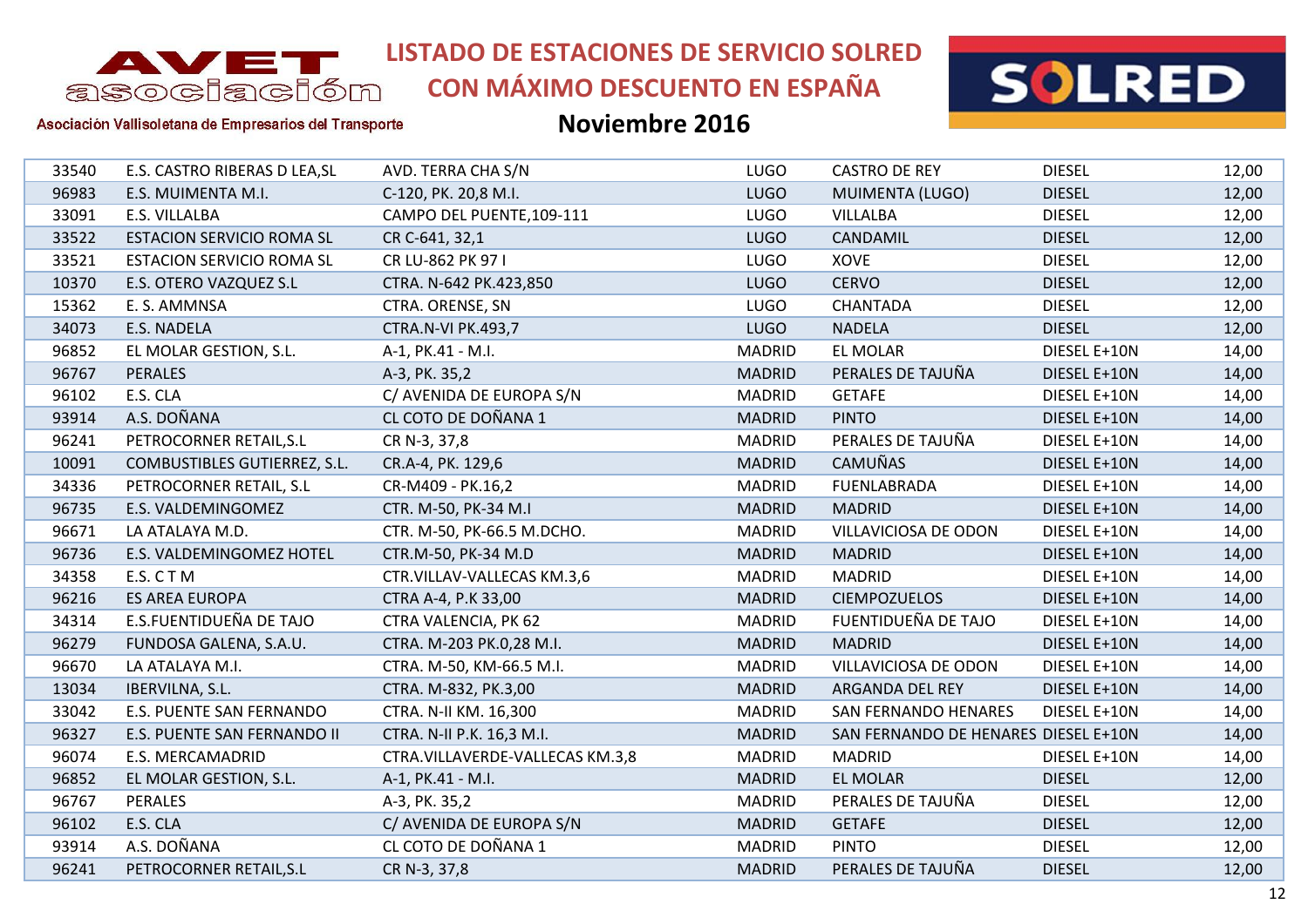# LISTADO DE ESTACIONES DE SERVICIO SOLRED CON MÁXIMO DESCUENTO EN ESPAÑA

## Noviembre 2016

| | | | | | | |
|---|---|---|---|---|---|---|
| 33540 | E.S. CASTRO RIBERAS D LEA,SL | AVD. TERRA CHA S/N | LUGO | CASTRO DE REY | DIESEL | 12,00 |
| 96983 | E.S. MUIMENTA M.I. | C-120, PK. 20,8 M.I. | LUGO | MUIMENTA (LUGO) | DIESEL | 12,00 |
| 33091 | E.S. VILLALBA | CAMPO DEL PUENTE,109-111 | LUGO | VILLALBA | DIESEL | 12,00 |
| 33522 | ESTACION SERVICIO ROMA SL | CR C-641, 32,1 | LUGO | CANDAMIL | DIESEL | 12,00 |
| 33521 | ESTACION SERVICIO ROMA SL | CR LU-862 PK 97 I | LUGO | XOVE | DIESEL | 12,00 |
| 10370 | E.S. OTERO VAZQUEZ S.L | CTRA. N-642 PK.423,850 | LUGO | CERVO | DIESEL | 12,00 |
| 15362 | E. S. AMMNSA | CTRA. ORENSE, SN | LUGO | CHANTADA | DIESEL | 12,00 |
| 34073 | E.S. NADELA | CTRA.N-VI PK.493,7 | LUGO | NADELA | DIESEL | 12,00 |
| 96852 | EL MOLAR GESTION, S.L. | A-1, PK.41 - M.I. | MADRID | EL MOLAR | DIESEL E+10N | 14,00 |
| 96767 | PERALES | A-3, PK. 35,2 | MADRID | PERALES DE TAJUÑA | DIESEL E+10N | 14,00 |
| 96102 | E.S. CLA | C/ AVENIDA DE EUROPA S/N | MADRID | GETAFE | DIESEL E+10N | 14,00 |
| 93914 | A.S. DOÑANA | CL COTO DE DOÑANA 1 | MADRID | PINTO | DIESEL E+10N | 14,00 |
| 96241 | PETROCORNER RETAIL,S.L | CR N-3, 37,8 | MADRID | PERALES DE TAJUÑA | DIESEL E+10N | 14,00 |
| 10091 | COMBUSTIBLES GUTIERREZ, S.L. | CR.A-4, PK. 129,6 | MADRID | CAMUÑAS | DIESEL E+10N | 14,00 |
| 34336 | PETROCORNER RETAIL, S.L | CR-M409 - PK.16,2 | MADRID | FUENLABRADA | DIESEL E+10N | 14,00 |
| 96735 | E.S. VALDEMINGOMEZ | CTR. M-50, PK-34 M.I | MADRID | MADRID | DIESEL E+10N | 14,00 |
| 96671 | LA ATALAYA M.D. | CTR. M-50, PK-66.5 M.DCHO. | MADRID | VILLAVICIOSA DE ODON | DIESEL E+10N | 14,00 |
| 96736 | E.S. VALDEMINGOMEZ HOTEL | CTR.M-50, PK-34 M.D | MADRID | MADRID | DIESEL E+10N | 14,00 |
| 34358 | E.S. C T M | CTR.VILLAV-VALLECAS KM.3,6 | MADRID | MADRID | DIESEL E+10N | 14,00 |
| 96216 | ES AREA EUROPA | CTRA A-4, P.K 33,00 | MADRID | CIEMPOZUELOS | DIESEL E+10N | 14,00 |
| 34314 | E.S.FUENTIDUEÑA DE TAJO | CTRA VALENCIA, PK 62 | MADRID | FUENTIDUEÑA DE TAJO | DIESEL E+10N | 14,00 |
| 96279 | FUNDOSA GALENA, S.A.U. | CTRA. M-203 PK.0,28 M.I. | MADRID | MADRID | DIESEL E+10N | 14,00 |
| 96670 | LA ATALAYA M.I. | CTRA. M-50, KM-66.5 M.I. | MADRID | VILLAVICIOSA DE ODON | DIESEL E+10N | 14,00 |
| 13034 | IBERVILNA, S.L. | CTRA. M-832, PK.3,00 | MADRID | ARGANDA DEL REY | DIESEL E+10N | 14,00 |
| 33042 | E.S. PUENTE SAN FERNANDO | CTRA. N-II KM. 16,300 | MADRID | SAN FERNANDO HENARES | DIESEL E+10N | 14,00 |
| 96327 | E.S. PUENTE SAN FERNANDO II | CTRA. N-II P.K. 16,3 M.I. | MADRID | SAN FERNANDO DE HENARES | DIESEL E+10N | 14,00 |
| 96074 | E.S. MERCAMADRID | CTRA.VILLAVERDE-VALLECAS KM.3,8 | MADRID | MADRID | DIESEL E+10N | 14,00 |
| 96852 | EL MOLAR GESTION, S.L. | A-1, PK.41 - M.I. | MADRID | EL MOLAR | DIESEL | 12,00 |
| 96767 | PERALES | A-3, PK. 35,2 | MADRID | PERALES DE TAJUÑA | DIESEL | 12,00 |
| 96102 | E.S. CLA | C/ AVENIDA DE EUROPA S/N | MADRID | GETAFE | DIESEL | 12,00 |
| 93914 | A.S. DOÑANA | CL COTO DE DOÑANA 1 | MADRID | PINTO | DIESEL | 12,00 |
| 96241 | PETROCORNER RETAIL,S.L | CR N-3, 37,8 | MADRID | PERALES DE TAJUÑA | DIESEL | 12,00 |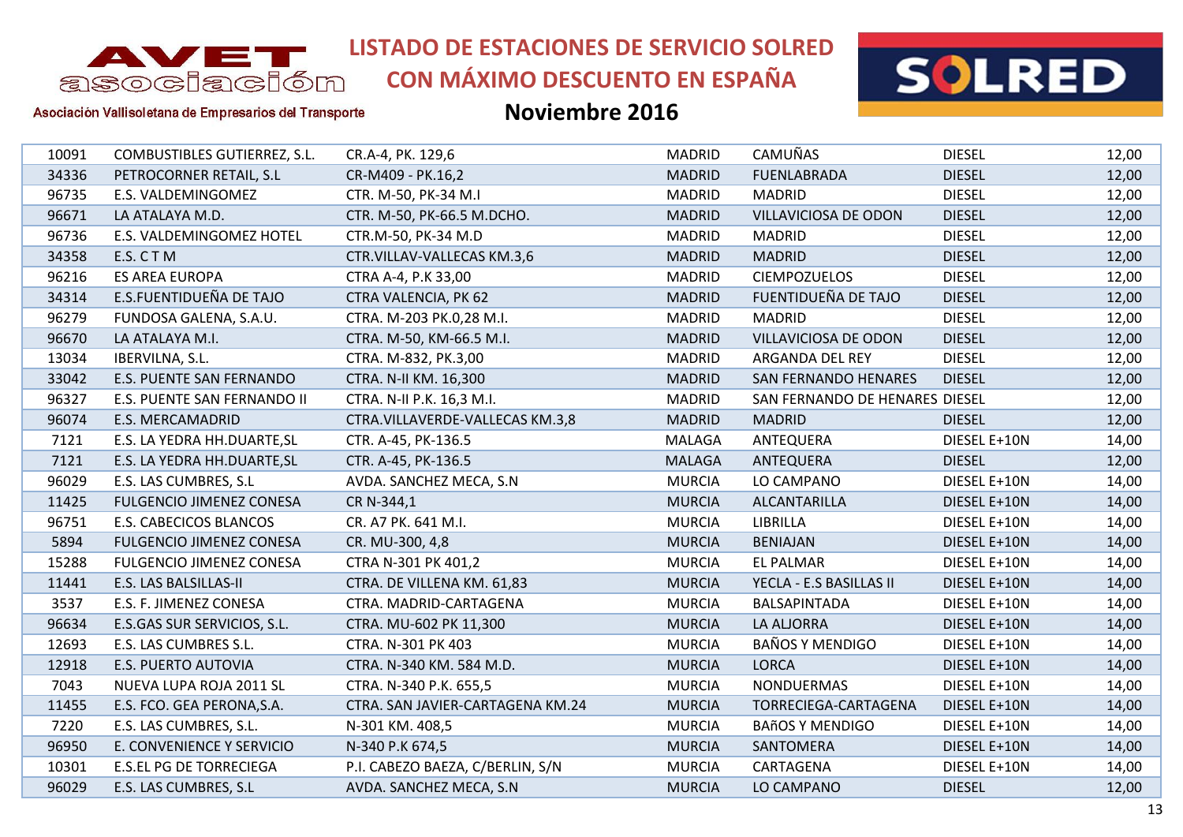# LISTADO DE ESTACIONES DE SERVICIO SOLRED CON MÁXIMO DESCUENTO EN ESPAÑA

## Noviembre 2016

Asociación Vallisoletana de Empresarios del Transporte

| | | | | | | |
|---|---|---|---|---|---|---|
| 10091 | COMBUSTIBLES GUTIERREZ, S.L. | CR.A-4, PK. 129,6 | MADRID | CAMUÑAS | DIESEL | 12,00 |
| 34336 | PETROCORNER RETAIL, S.L | CR-M409 - PK.16,2 | MADRID | FUENLABRADA | DIESEL | 12,00 |
| 96735 | E.S. VALDEMINGOMEZ | CTR. M-50, PK-34 M.I | MADRID | MADRID | DIESEL | 12,00 |
| 96671 | LA ATALAYA M.D. | CTR. M-50, PK-66.5 M.DCHO. | MADRID | VILLAVICIOSA DE ODON | DIESEL | 12,00 |
| 96736 | E.S. VALDEMINGOMEZ HOTEL | CTR.M-50, PK-34 M.D | MADRID | MADRID | DIESEL | 12,00 |
| 34358 | E.S. C T M | CTR.VILLAV-VALLECAS KM.3,6 | MADRID | MADRID | DIESEL | 12,00 |
| 96216 | ES AREA EUROPA | CTRA A-4, P.K 33,00 | MADRID | CIEMPOZUELOS | DIESEL | 12,00 |
| 34314 | E.S.FUENTIDUEÑA DE TAJO | CTRA VALENCIA, PK 62 | MADRID | FUENTIDUEÑA DE TAJO | DIESEL | 12,00 |
| 96279 | FUNDOSA GALENA, S.A.U. | CTRA. M-203 PK.0,28 M.I. | MADRID | MADRID | DIESEL | 12,00 |
| 96670 | LA ATALAYA M.I. | CTRA. M-50, KM-66.5 M.I. | MADRID | VILLAVICIOSA DE ODON | DIESEL | 12,00 |
| 13034 | IBERVILNA, S.L. | CTRA. M-832, PK.3,00 | MADRID | ARGANDA DEL REY | DIESEL | 12,00 |
| 33042 | E.S. PUENTE SAN FERNANDO | CTRA. N-II KM. 16,300 | MADRID | SAN FERNANDO HENARES | DIESEL | 12,00 |
| 96327 | E.S. PUENTE SAN FERNANDO II | CTRA. N-II P.K. 16,3 M.I. | MADRID | SAN FERNANDO DE HENARES | DIESEL | 12,00 |
| 96074 | E.S. MERCAMADRID | CTRA.VILLAVERDE-VALLECAS KM.3,8 | MADRID | MADRID | DIESEL | 12,00 |
| 7121 | E.S. LA YEDRA HH.DUARTE,SL | CTR. A-45, PK-136.5 | MALAGA | ANTEQUERA | DIESEL E+10N | 14,00 |
| 7121 | E.S. LA YEDRA HH.DUARTE,SL | CTR. A-45, PK-136.5 | MALAGA | ANTEQUERA | DIESEL | 12,00 |
| 96029 | E.S. LAS CUMBRES, S.L | AVDA. SANCHEZ MECA, S.N | MURCIA | LO CAMPANO | DIESEL E+10N | 14,00 |
| 11425 | FULGENCIO JIMENEZ CONESA | CR N-344,1 | MURCIA | ALCANTARILLA | DIESEL E+10N | 14,00 |
| 96751 | E.S. CABECICOS BLANCOS | CR. A7 PK. 641 M.I. | MURCIA | LIBRILLA | DIESEL E+10N | 14,00 |
| 5894 | FULGENCIO JIMENEZ CONESA | CR. MU-300, 4,8 | MURCIA | BENIAJAN | DIESEL E+10N | 14,00 |
| 15288 | FULGENCIO JIMENEZ CONESA | CTRA N-301 PK 401,2 | MURCIA | EL PALMAR | DIESEL E+10N | 14,00 |
| 11441 | E.S. LAS BALSILLAS-II | CTRA. DE VILLENA KM. 61,83 | MURCIA | YECLA - E.S BASILLAS II | DIESEL E+10N | 14,00 |
| 3537 | E.S. F. JIMENEZ CONESA | CTRA. MADRID-CARTAGENA | MURCIA | BALSAPINTADA | DIESEL E+10N | 14,00 |
| 96634 | E.S.GAS SUR SERVICIOS, S.L. | CTRA. MU-602 PK 11,300 | MURCIA | LA ALJORRA | DIESEL E+10N | 14,00 |
| 12693 | E.S. LAS CUMBRES S.L. | CTRA. N-301 PK 403 | MURCIA | BAÑOS Y MENDIGO | DIESEL E+10N | 14,00 |
| 12918 | E.S. PUERTO AUTOVIA | CTRA. N-340 KM. 584 M.D. | MURCIA | LORCA | DIESEL E+10N | 14,00 |
| 7043 | NUEVA LUPA ROJA 2011 SL | CTRA. N-340 P.K. 655,5 | MURCIA | NONDUERMAS | DIESEL E+10N | 14,00 |
| 11455 | E.S. FCO. GEA PERONA,S.A. | CTRA. SAN JAVIER-CARTAGENA KM.24 | MURCIA | TORRECIEGA-CARTAGENA | DIESEL E+10N | 14,00 |
| 7220 | E.S. LAS CUMBRES, S.L. | N-301 KM. 408,5 | MURCIA | BAñOS Y MENDIGO | DIESEL E+10N | 14,00 |
| 96950 | E. CONVENIENCE Y SERVICIO | N-340 P.K 674,5 | MURCIA | SANTOMERA | DIESEL E+10N | 14,00 |
| 10301 | E.S.EL PG DE TORRECIEGA | P.I. CABEZO BAEZA, C/BERLIN, S/N | MURCIA | CARTAGENA | DIESEL E+10N | 14,00 |
| 96029 | E.S. LAS CUMBRES, S.L | AVDA. SANCHEZ MECA, S.N | MURCIA | LO CAMPANO | DIESEL | 12,00 |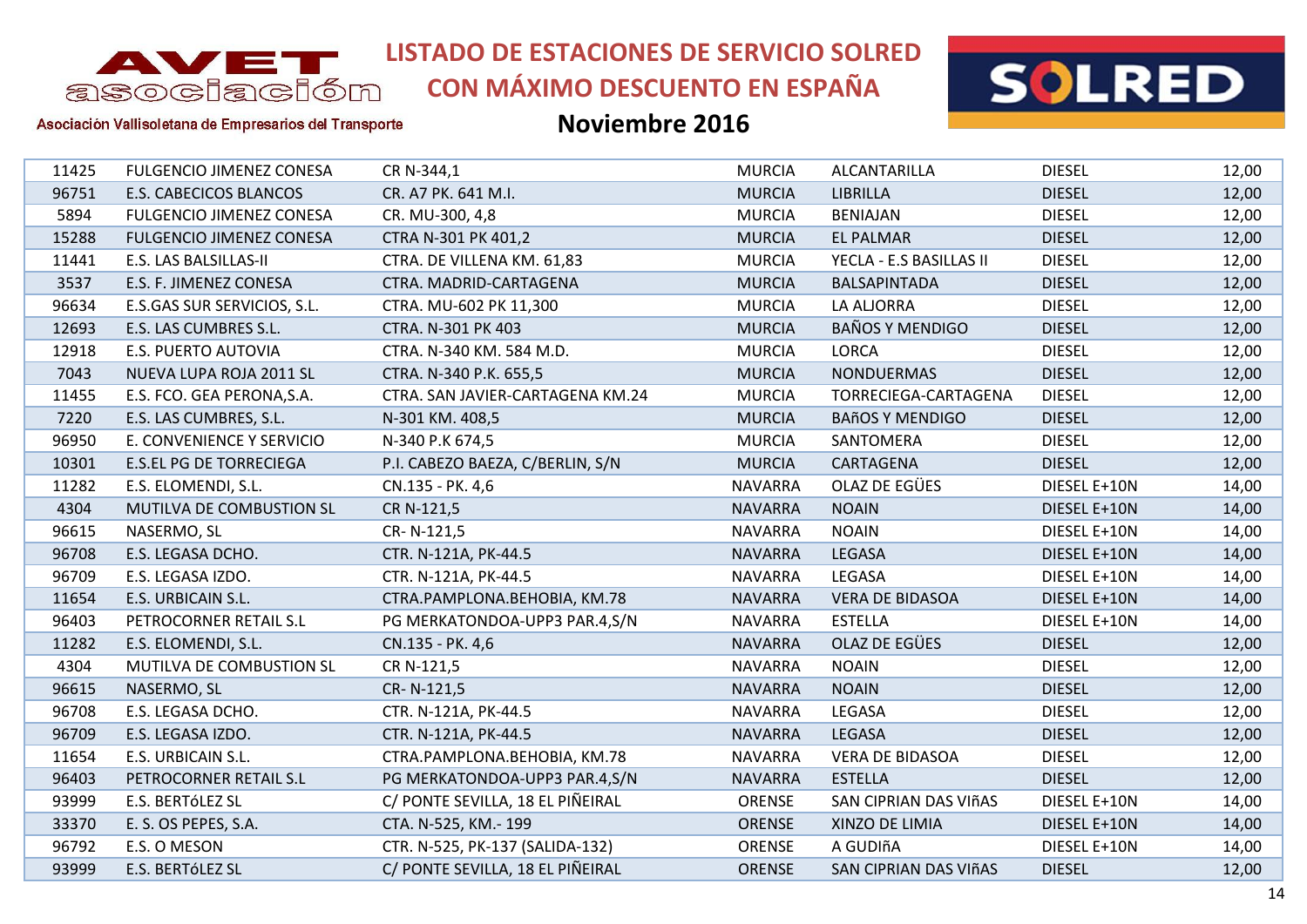# LISTADO DE ESTACIONES DE SERVICIO SOLRED CON MÁXIMO DESCUENTO EN ESPAÑA

## Noviembre 2016

AVET asociación — Asociación Vallisoletana de Empresarios del Transporte

| | | | | | | |
|---|---|---|---|---|---|---|
| 11425 | FULGENCIO JIMENEZ CONESA | CR N-344,1 | MURCIA | ALCANTARILLA | DIESEL | 12,00 |
| 96751 | E.S. CABECICOS BLANCOS | CR. A7 PK. 641 M.I. | MURCIA | LIBRILLA | DIESEL | 12,00 |
| 5894 | FULGENCIO JIMENEZ CONESA | CR. MU-300, 4,8 | MURCIA | BENIAJAN | DIESEL | 12,00 |
| 15288 | FULGENCIO JIMENEZ CONESA | CTRA N-301 PK 401,2 | MURCIA | EL PALMAR | DIESEL | 12,00 |
| 11441 | E.S. LAS BALSILLAS-II | CTRA. DE VILLENA KM. 61,83 | MURCIA | YECLA - E.S BASILLAS II | DIESEL | 12,00 |
| 3537 | E.S. F. JIMENEZ CONESA | CTRA. MADRID-CARTAGENA | MURCIA | BALSAPINTADA | DIESEL | 12,00 |
| 96634 | E.S.GAS SUR SERVICIOS, S.L. | CTRA. MU-602 PK 11,300 | MURCIA | LA ALJORRA | DIESEL | 12,00 |
| 12693 | E.S. LAS CUMBRES S.L. | CTRA. N-301 PK 403 | MURCIA | BAÑOS Y MENDIGO | DIESEL | 12,00 |
| 12918 | E.S. PUERTO AUTOVIA | CTRA. N-340 KM. 584 M.D. | MURCIA | LORCA | DIESEL | 12,00 |
| 7043 | NUEVA LUPA ROJA 2011 SL | CTRA. N-340 P.K. 655,5 | MURCIA | NONDUERMAS | DIESEL | 12,00 |
| 11455 | E.S. FCO. GEA PERONA,S.A. | CTRA. SAN JAVIER-CARTAGENA KM.24 | MURCIA | TORRECIEGA-CARTAGENA | DIESEL | 12,00 |
| 7220 | E.S. LAS CUMBRES, S.L. | N-301 KM. 408,5 | MURCIA | BAñOS Y MENDIGO | DIESEL | 12,00 |
| 96950 | E. CONVENIENCE Y SERVICIO | N-340 P.K 674,5 | MURCIA | SANTOMERA | DIESEL | 12,00 |
| 10301 | E.S.EL PG DE TORRECIEGA | P.I. CABEZO BAEZA, C/BERLIN, S/N | MURCIA | CARTAGENA | DIESEL | 12,00 |
| 11282 | E.S. ELOMENDI, S.L. | CN.135 - PK. 4,6 | NAVARRA | OLAZ DE EGÜES | DIESEL E+10N | 14,00 |
| 4304 | MUTILVA DE COMBUSTION SL | CR N-121,5 | NAVARRA | NOAIN | DIESEL E+10N | 14,00 |
| 96615 | NASERMO, SL | CR- N-121,5 | NAVARRA | NOAIN | DIESEL E+10N | 14,00 |
| 96708 | E.S. LEGASA DCHO. | CTR. N-121A, PK-44.5 | NAVARRA | LEGASA | DIESEL E+10N | 14,00 |
| 96709 | E.S. LEGASA IZDO. | CTR. N-121A, PK-44.5 | NAVARRA | LEGASA | DIESEL E+10N | 14,00 |
| 11654 | E.S. URBICAIN S.L. | CTRA.PAMPLONA.BEHOBIA, KM.78 | NAVARRA | VERA DE BIDASOA | DIESEL E+10N | 14,00 |
| 96403 | PETROCORNER RETAIL S.L | PG MERKATONDOA-UPP3 PAR.4,S/N | NAVARRA | ESTELLA | DIESEL E+10N | 14,00 |
| 11282 | E.S. ELOMENDI, S.L. | CN.135 - PK. 4,6 | NAVARRA | OLAZ DE EGÜES | DIESEL | 12,00 |
| 4304 | MUTILVA DE COMBUSTION SL | CR N-121,5 | NAVARRA | NOAIN | DIESEL | 12,00 |
| 96615 | NASERMO, SL | CR- N-121,5 | NAVARRA | NOAIN | DIESEL | 12,00 |
| 96708 | E.S. LEGASA DCHO. | CTR. N-121A, PK-44.5 | NAVARRA | LEGASA | DIESEL | 12,00 |
| 96709 | E.S. LEGASA IZDO. | CTR. N-121A, PK-44.5 | NAVARRA | LEGASA | DIESEL | 12,00 |
| 11654 | E.S. URBICAIN S.L. | CTRA.PAMPLONA.BEHOBIA, KM.78 | NAVARRA | VERA DE BIDASOA | DIESEL | 12,00 |
| 96403 | PETROCORNER RETAIL S.L | PG MERKATONDOA-UPP3 PAR.4,S/N | NAVARRA | ESTELLA | DIESEL | 12,00 |
| 93999 | E.S. BERTóLEZ SL | C/ PONTE SEVILLA, 18 EL PIÑEIRAL | ORENSE | SAN CIPRIAN DAS VIñAS | DIESEL E+10N | 14,00 |
| 33370 | E. S. OS PEPES, S.A. | CTA. N-525, KM.- 199 | ORENSE | XINZO DE LIMIA | DIESEL E+10N | 14,00 |
| 96792 | E.S. O MESON | CTR. N-525, PK-137 (SALIDA-132) | ORENSE | A GUDIñA | DIESEL E+10N | 14,00 |
| 93999 | E.S. BERTóLEZ SL | C/ PONTE SEVILLA, 18 EL PIÑEIRAL | ORENSE | SAN CIPRIAN DAS VIñAS | DIESEL | 12,00 |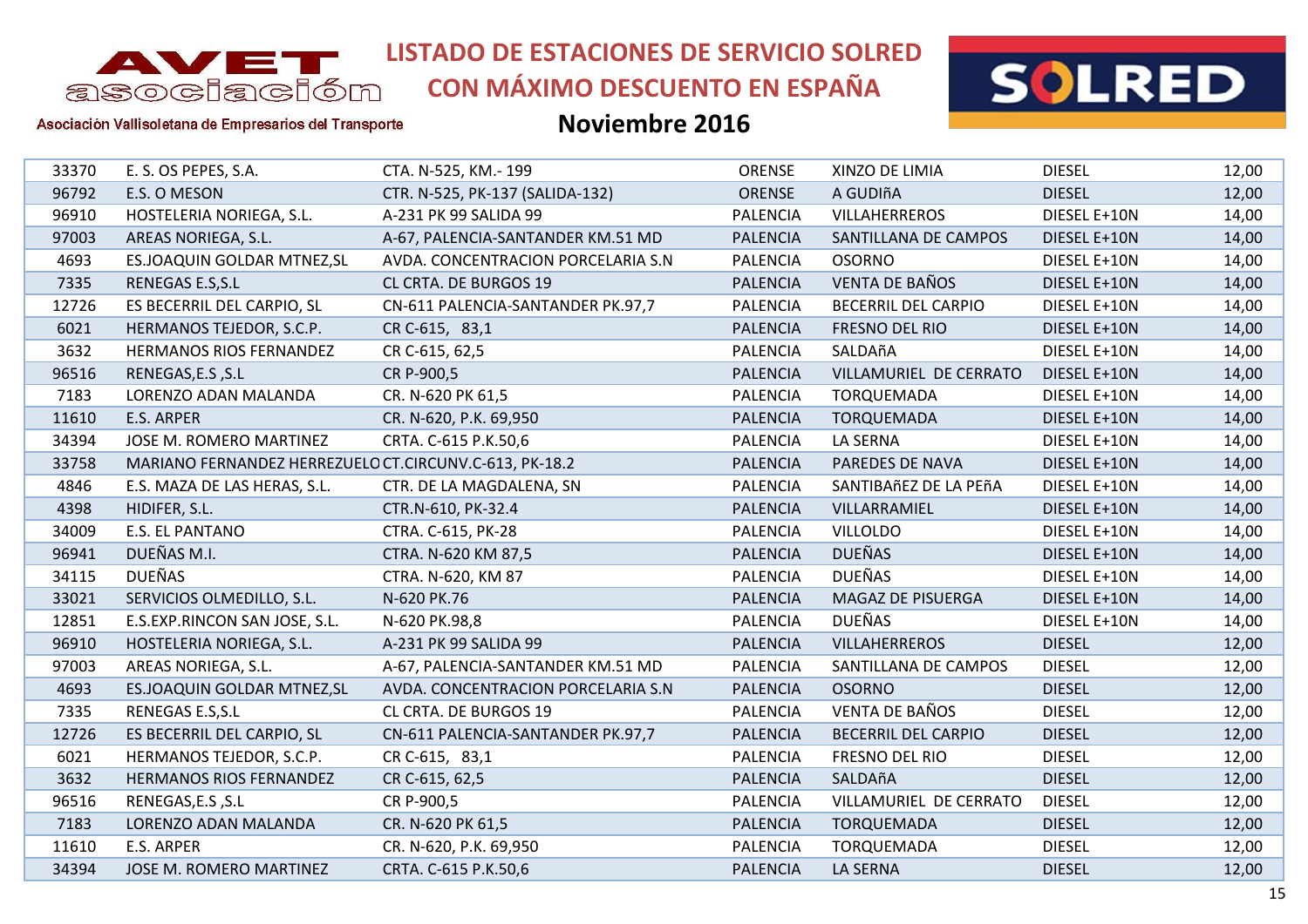# LISTADO DE ESTACIONES DE SERVICIO SOLRED CON MÁXIMO DESCUENTO EN ESPAÑA

Asociación Vallisoletana de Empresarios del Transporte

## Noviembre 2016

| | | | | | | |
|---|---|---|---|---|---|---|
| 33370 | E. S. OS PEPES, S.A. | CTA. N-525, KM.- 199 | ORENSE | XINZO DE LIMIA | DIESEL | 12,00 |
| 96792 | E.S. O MESON | CTR. N-525, PK-137 (SALIDA-132) | ORENSE | A GUDIñA | DIESEL | 12,00 |
| 96910 | HOSTELERIA NORIEGA, S.L. | A-231 PK 99 SALIDA 99 | PALENCIA | VILLAHERREROS | DIESEL E+10N | 14,00 |
| 97003 | AREAS NORIEGA, S.L. | A-67, PALENCIA-SANTANDER KM.51 MD | PALENCIA | SANTILLANA DE CAMPOS | DIESEL E+10N | 14,00 |
| 4693 | ES.JOAQUIN GOLDAR MTNEZ,SL | AVDA. CONCENTRACION PORCELARIA S.N | PALENCIA | OSORNO | DIESEL E+10N | 14,00 |
| 7335 | RENEGAS E.S,S.L | CL CRTA. DE BURGOS 19 | PALENCIA | VENTA DE BAÑOS | DIESEL E+10N | 14,00 |
| 12726 | ES BECERRIL DEL CARPIO, SL | CN-611 PALENCIA-SANTANDER PK.97,7 | PALENCIA | BECERRIL DEL CARPIO | DIESEL E+10N | 14,00 |
| 6021 | HERMANOS TEJEDOR, S.C.P. | CR C-615, 83,1 | PALENCIA | FRESNO DEL RIO | DIESEL E+10N | 14,00 |
| 3632 | HERMANOS RIOS FERNANDEZ | CR C-615, 62,5 | PALENCIA | SALDAñA | DIESEL E+10N | 14,00 |
| 96516 | RENEGAS,E.S ,S.L | CR P-900,5 | PALENCIA | VILLAMURIEL DE CERRATO | DIESEL E+10N | 14,00 |
| 7183 | LORENZO ADAN MALANDA | CR. N-620 PK 61,5 | PALENCIA | TORQUEMADA | DIESEL E+10N | 14,00 |
| 11610 | E.S. ARPER | CR. N-620, P.K. 69,950 | PALENCIA | TORQUEMADA | DIESEL E+10N | 14,00 |
| 34394 | JOSE M. ROMERO MARTINEZ | CRTA. C-615 P.K.50,6 | PALENCIA | LA SERNA | DIESEL E+10N | 14,00 |
| 33758 | MARIANO FERNANDEZ HERREZUELO | CT.CIRCUNV.C-613, PK-18.2 | PALENCIA | PAREDES DE NAVA | DIESEL E+10N | 14,00 |
| 4846 | E.S. MAZA DE LAS HERAS, S.L. | CTR. DE LA MAGDALENA, SN | PALENCIA | SANTIBAñEZ DE LA PEñA | DIESEL E+10N | 14,00 |
| 4398 | HIDIFER, S.L. | CTR.N-610, PK-32.4 | PALENCIA | VILLARRAMIEL | DIESEL E+10N | 14,00 |
| 34009 | E.S. EL PANTANO | CTRA. C-615, PK-28 | PALENCIA | VILLOLDO | DIESEL E+10N | 14,00 |
| 96941 | DUEÑAS M.I. | CTRA. N-620 KM 87,5 | PALENCIA | DUEÑAS | DIESEL E+10N | 14,00 |
| 34115 | DUEÑAS | CTRA. N-620, KM 87 | PALENCIA | DUEÑAS | DIESEL E+10N | 14,00 |
| 33021 | SERVICIOS OLMEDILLO, S.L. | N-620 PK.76 | PALENCIA | MAGAZ DE PISUERGA | DIESEL E+10N | 14,00 |
| 12851 | E.S.EXP.RINCON SAN JOSE, S.L. | N-620 PK.98,8 | PALENCIA | DUEÑAS | DIESEL E+10N | 14,00 |
| 96910 | HOSTELERIA NORIEGA, S.L. | A-231 PK 99 SALIDA 99 | PALENCIA | VILLAHERREROS | DIESEL | 12,00 |
| 97003 | AREAS NORIEGA, S.L. | A-67, PALENCIA-SANTANDER KM.51 MD | PALENCIA | SANTILLANA DE CAMPOS | DIESEL | 12,00 |
| 4693 | ES.JOAQUIN GOLDAR MTNEZ,SL | AVDA. CONCENTRACION PORCELARIA S.N | PALENCIA | OSORNO | DIESEL | 12,00 |
| 7335 | RENEGAS E.S,S.L | CL CRTA. DE BURGOS 19 | PALENCIA | VENTA DE BAÑOS | DIESEL | 12,00 |
| 12726 | ES BECERRIL DEL CARPIO, SL | CN-611 PALENCIA-SANTANDER PK.97,7 | PALENCIA | BECERRIL DEL CARPIO | DIESEL | 12,00 |
| 6021 | HERMANOS TEJEDOR, S.C.P. | CR C-615, 83,1 | PALENCIA | FRESNO DEL RIO | DIESEL | 12,00 |
| 3632 | HERMANOS RIOS FERNANDEZ | CR C-615, 62,5 | PALENCIA | SALDAñA | DIESEL | 12,00 |
| 96516 | RENEGAS,E.S ,S.L | CR P-900,5 | PALENCIA | VILLAMURIEL DE CERRATO | DIESEL | 12,00 |
| 7183 | LORENZO ADAN MALANDA | CR. N-620 PK 61,5 | PALENCIA | TORQUEMADA | DIESEL | 12,00 |
| 11610 | E.S. ARPER | CR. N-620, P.K. 69,950 | PALENCIA | TORQUEMADA | DIESEL | 12,00 |
| 34394 | JOSE M. ROMERO MARTINEZ | CRTA. C-615 P.K.50,6 | PALENCIA | LA SERNA | DIESEL | 12,00 |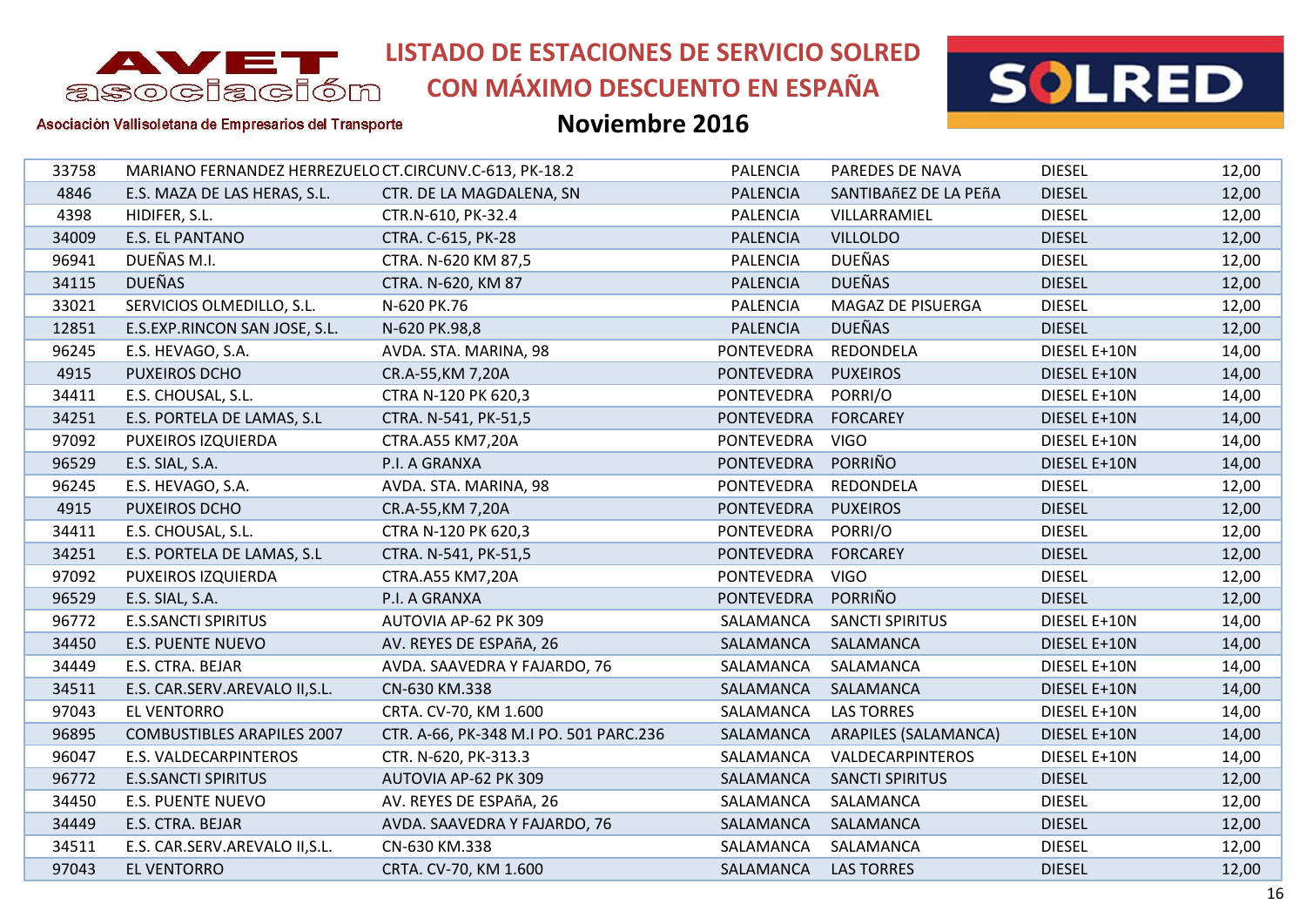# LISTADO DE ESTACIONES DE SERVICIO SOLRED CON MÁXIMO DESCUENTO EN ESPAÑA

## Noviembre 2016

| | | | | | | |
|---|---|---|---|---|---|---|
| 33758 | MARIANO FERNANDEZ HERREZUELO | CT.CIRCUNV.C-613, PK-18.2 | PALENCIA | PAREDES DE NAVA | DIESEL | 12,00 |
| 4846 | E.S. MAZA DE LAS HERAS, S.L. | CTR. DE LA MAGDALENA, SN | PALENCIA | SANTIBAñEZ DE LA PEñA | DIESEL | 12,00 |
| 4398 | HIDIFER, S.L. | CTR.N-610, PK-32.4 | PALENCIA | VILLARRAMIEL | DIESEL | 12,00 |
| 34009 | E.S. EL PANTANO | CTRA. C-615, PK-28 | PALENCIA | VILLOLDO | DIESEL | 12,00 |
| 96941 | DUEÑAS M.I. | CTRA. N-620 KM 87,5 | PALENCIA | DUEÑAS | DIESEL | 12,00 |
| 34115 | DUEÑAS | CTRA. N-620, KM 87 | PALENCIA | DUEÑAS | DIESEL | 12,00 |
| 33021 | SERVICIOS OLMEDILLO, S.L. | N-620 PK.76 | PALENCIA | MAGAZ DE PISUERGA | DIESEL | 12,00 |
| 12851 | E.S.EXP.RINCON SAN JOSE, S.L. | N-620 PK.98,8 | PALENCIA | DUEÑAS | DIESEL | 12,00 |
| 96245 | E.S. HEVAGO, S.A. | AVDA. STA. MARINA, 98 | PONTEVEDRA | REDONDELA | DIESEL E+10N | 14,00 |
| 4915 | PUXEIROS DCHO | CR.A-55,KM 7,20A | PONTEVEDRA | PUXEIROS | DIESEL E+10N | 14,00 |
| 34411 | E.S. CHOUSAL, S.L. | CTRA N-120 PK 620,3 | PONTEVEDRA | PORRI/O | DIESEL E+10N | 14,00 |
| 34251 | E.S. PORTELA DE LAMAS, S.L | CTRA. N-541, PK-51,5 | PONTEVEDRA | FORCAREY | DIESEL E+10N | 14,00 |
| 97092 | PUXEIROS IZQUIERDA | CTRA.A55 KM7,20A | PONTEVEDRA | VIGO | DIESEL E+10N | 14,00 |
| 96529 | E.S. SIAL, S.A. | P.I. A GRANXA | PONTEVEDRA | PORRIÑO | DIESEL E+10N | 14,00 |
| 96245 | E.S. HEVAGO, S.A. | AVDA. STA. MARINA, 98 | PONTEVEDRA | REDONDELA | DIESEL | 12,00 |
| 4915 | PUXEIROS DCHO | CR.A-55,KM 7,20A | PONTEVEDRA | PUXEIROS | DIESEL | 12,00 |
| 34411 | E.S. CHOUSAL, S.L. | CTRA N-120 PK 620,3 | PONTEVEDRA | PORRI/O | DIESEL | 12,00 |
| 34251 | E.S. PORTELA DE LAMAS, S.L | CTRA. N-541, PK-51,5 | PONTEVEDRA | FORCAREY | DIESEL | 12,00 |
| 97092 | PUXEIROS IZQUIERDA | CTRA.A55 KM7,20A | PONTEVEDRA | VIGO | DIESEL | 12,00 |
| 96529 | E.S. SIAL, S.A. | P.I. A GRANXA | PONTEVEDRA | PORRIÑO | DIESEL | 12,00 |
| 96772 | E.S.SANCTI SPIRITUS | AUTOVIA AP-62 PK 309 | SALAMANCA | SANCTI SPIRITUS | DIESEL E+10N | 14,00 |
| 34450 | E.S. PUENTE NUEVO | AV. REYES DE ESPAñA, 26 | SALAMANCA | SALAMANCA | DIESEL E+10N | 14,00 |
| 34449 | E.S. CTRA. BEJAR | AVDA. SAAVEDRA Y FAJARDO, 76 | SALAMANCA | SALAMANCA | DIESEL E+10N | 14,00 |
| 34511 | E.S. CAR.SERV.AREVALO II,S.L. | CN-630 KM.338 | SALAMANCA | SALAMANCA | DIESEL E+10N | 14,00 |
| 97043 | EL VENTORRO | CRTA. CV-70, KM 1.600 | SALAMANCA | LAS TORRES | DIESEL E+10N | 14,00 |
| 96895 | COMBUSTIBLES ARAPILES 2007 | CTR. A-66, PK-348 M.I PO. 501 PARC.236 | SALAMANCA | ARAPILES (SALAMANCA) | DIESEL E+10N | 14,00 |
| 96047 | E.S. VALDECARPINTEROS | CTR. N-620, PK-313.3 | SALAMANCA | VALDECARPINTEROS | DIESEL E+10N | 14,00 |
| 96772 | E.S.SANCTI SPIRITUS | AUTOVIA AP-62 PK 309 | SALAMANCA | SANCTI SPIRITUS | DIESEL | 12,00 |
| 34450 | E.S. PUENTE NUEVO | AV. REYES DE ESPAñA, 26 | SALAMANCA | SALAMANCA | DIESEL | 12,00 |
| 34449 | E.S. CTRA. BEJAR | AVDA. SAAVEDRA Y FAJARDO, 76 | SALAMANCA | SALAMANCA | DIESEL | 12,00 |
| 34511 | E.S. CAR.SERV.AREVALO II,S.L. | CN-630 KM.338 | SALAMANCA | SALAMANCA | DIESEL | 12,00 |
| 97043 | EL VENTORRO | CRTA. CV-70, KM 1.600 | SALAMANCA | LAS TORRES | DIESEL | 12,00 |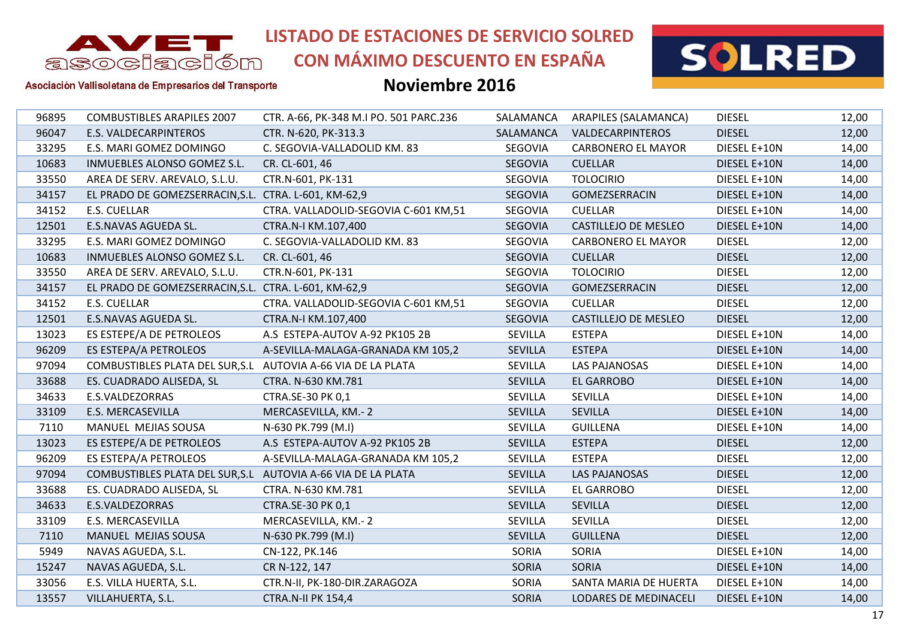# LISTADO DE ESTACIONES DE SERVICIO SOLRED CON MÁXIMO DESCUENTO EN ESPAÑA

AVET asociación

Asociación Vallisoletana de Empresarios del Transporte

SOLRED

## Noviembre 2016

| | | | | | | |
|---|---|---|---|---|---|---|
| 96895 | COMBUSTIBLES ARAPILES 2007 | CTR. A-66, PK-348 M.I PO. 501 PARC.236 | SALAMANCA | ARAPILES (SALAMANCA) | DIESEL | 12,00 |
| 96047 | E.S. VALDECARPINTEROS | CTR. N-620, PK-313.3 | SALAMANCA | VALDECARPINTEROS | DIESEL | 12,00 |
| 33295 | E.S. MARI GOMEZ DOMINGO | C. SEGOVIA-VALLADOLID KM. 83 | SEGOVIA | CARBONERO EL MAYOR | DIESEL E+10N | 14,00 |
| 10683 | INMUEBLES ALONSO GOMEZ S.L. | CR. CL-601, 46 | SEGOVIA | CUELLAR | DIESEL E+10N | 14,00 |
| 33550 | AREA DE SERV. AREVALO, S.L.U. | CTR.N-601, PK-131 | SEGOVIA | TOLOCIRIO | DIESEL E+10N | 14,00 |
| 34157 | EL PRADO DE GOMEZSERRACIN,S.L. | CTRA. L-601, KM-62,9 | SEGOVIA | GOMEZSERRACIN | DIESEL E+10N | 14,00 |
| 34152 | E.S. CUELLAR | CTRA. VALLADOLID-SEGOVIA C-601 KM,51 | SEGOVIA | CUELLAR | DIESEL E+10N | 14,00 |
| 12501 | E.S.NAVAS AGUEDA SL. | CTRA.N-I KM.107,400 | SEGOVIA | CASTILLEJO DE MESLEO | DIESEL E+10N | 14,00 |
| 33295 | E.S. MARI GOMEZ DOMINGO | C. SEGOVIA-VALLADOLID KM. 83 | SEGOVIA | CARBONERO EL MAYOR | DIESEL | 12,00 |
| 10683 | INMUEBLES ALONSO GOMEZ S.L. | CR. CL-601, 46 | SEGOVIA | CUELLAR | DIESEL | 12,00 |
| 33550 | AREA DE SERV. AREVALO, S.L.U. | CTR.N-601, PK-131 | SEGOVIA | TOLOCIRIO | DIESEL | 12,00 |
| 34157 | EL PRADO DE GOMEZSERRACIN,S.L. | CTRA. L-601, KM-62,9 | SEGOVIA | GOMEZSERRACIN | DIESEL | 12,00 |
| 34152 | E.S. CUELLAR | CTRA. VALLADOLID-SEGOVIA C-601 KM,51 | SEGOVIA | CUELLAR | DIESEL | 12,00 |
| 12501 | E.S.NAVAS AGUEDA SL. | CTRA.N-I KM.107,400 | SEGOVIA | CASTILLEJO DE MESLEO | DIESEL | 12,00 |
| 13023 | ES ESTEPE/A DE PETROLEOS | A.S ESTEPA-AUTOV A-92 PK105 2B | SEVILLA | ESTEPA | DIESEL E+10N | 14,00 |
| 96209 | ES ESTEPA/A PETROLEOS | A-SEVILLA-MALAGA-GRANADA KM 105,2 | SEVILLA | ESTEPA | DIESEL E+10N | 14,00 |
| 97094 | COMBUSTIBLES PLATA DEL SUR,S.L | AUTOVIA A-66 VIA DE LA PLATA | SEVILLA | LAS PAJANOSAS | DIESEL E+10N | 14,00 |
| 33688 | ES. CUADRADO ALISEDA, SL | CTRA. N-630 KM.781 | SEVILLA | EL GARROBO | DIESEL E+10N | 14,00 |
| 34633 | E.S.VALDEZORRAS | CTRA.SE-30 PK 0,1 | SEVILLA | SEVILLA | DIESEL E+10N | 14,00 |
| 33109 | E.S. MERCASEVILLA | MERCASEVILLA, KM.- 2 | SEVILLA | SEVILLA | DIESEL E+10N | 14,00 |
| 7110 | MANUEL MEJIAS SOUSA | N-630 PK.799 (M.I) | SEVILLA | GUILLENA | DIESEL E+10N | 14,00 |
| 13023 | ES ESTEPE/A DE PETROLEOS | A.S ESTEPA-AUTOV A-92 PK105 2B | SEVILLA | ESTEPA | DIESEL | 12,00 |
| 96209 | ES ESTEPA/A PETROLEOS | A-SEVILLA-MALAGA-GRANADA KM 105,2 | SEVILLA | ESTEPA | DIESEL | 12,00 |
| 97094 | COMBUSTIBLES PLATA DEL SUR,S.L | AUTOVIA A-66 VIA DE LA PLATA | SEVILLA | LAS PAJANOSAS | DIESEL | 12,00 |
| 33688 | ES. CUADRADO ALISEDA, SL | CTRA. N-630 KM.781 | SEVILLA | EL GARROBO | DIESEL | 12,00 |
| 34633 | E.S.VALDEZORRAS | CTRA.SE-30 PK 0,1 | SEVILLA | SEVILLA | DIESEL | 12,00 |
| 33109 | E.S. MERCASEVILLA | MERCASEVILLA, KM.- 2 | SEVILLA | SEVILLA | DIESEL | 12,00 |
| 7110 | MANUEL MEJIAS SOUSA | N-630 PK.799 (M.I) | SEVILLA | GUILLENA | DIESEL | 12,00 |
| 5949 | NAVAS AGUEDA, S.L. | CN-122, PK.146 | SORIA | SORIA | DIESEL E+10N | 14,00 |
| 15247 | NAVAS AGUEDA, S.L. | CR N-122, 147 | SORIA | SORIA | DIESEL E+10N | 14,00 |
| 33056 | E.S. VILLA HUERTA, S.L. | CTR.N-II, PK-180-DIR.ZARAGOZA | SORIA | SANTA MARIA DE HUERTA | DIESEL E+10N | 14,00 |
| 13557 | VILLAHUERTA, S.L. | CTRA.N-II PK 154,4 | SORIA | LODARES DE MEDINACELI | DIESEL E+10N | 14,00 |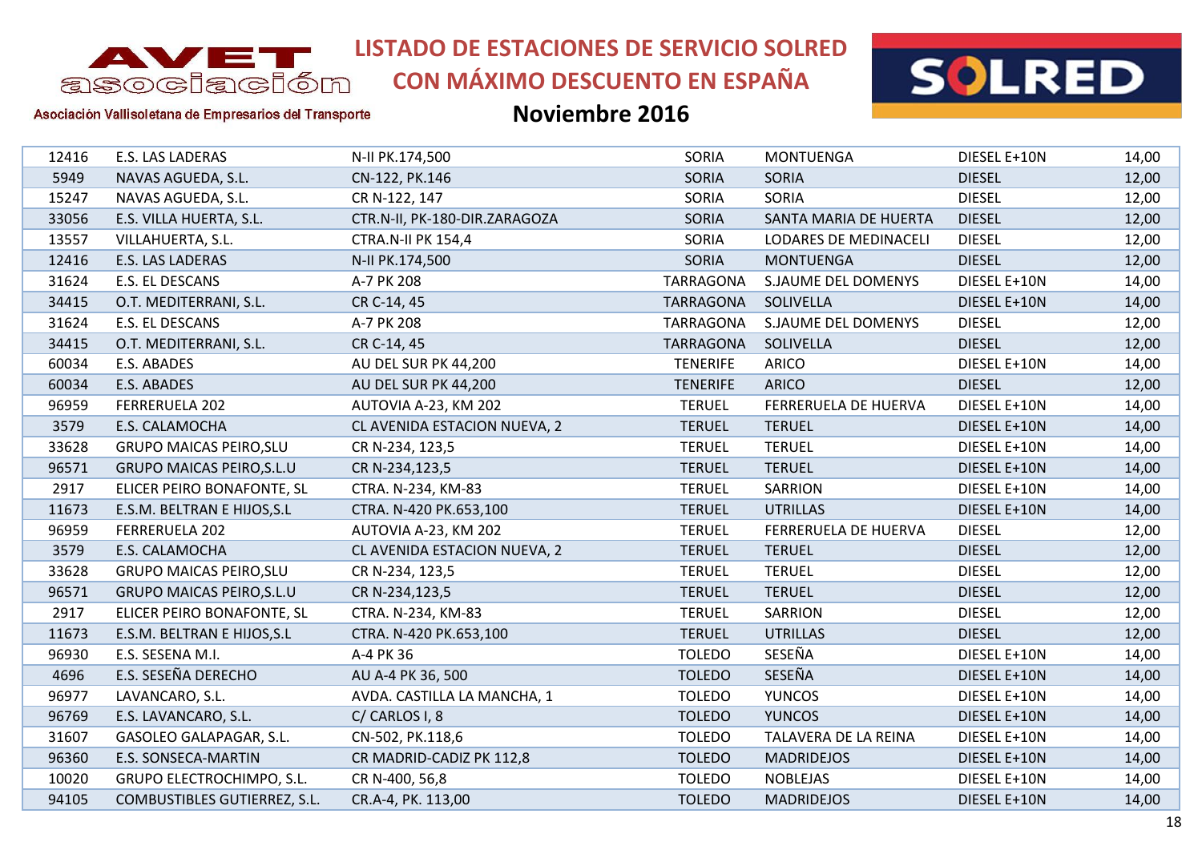# LISTADO DE ESTACIONES DE SERVICIO SOLRED CON MÁXIMO DESCUENTO EN ESPAÑA

## Noviembre 2016

AVET asociación — Asociación Vallisoletana de Empresarios del Transporte

| | | | | | | |
|---|---|---|---|---|---|---|
| 12416 | E.S. LAS LADERAS | N-II PK.174,500 | SORIA | MONTUENGA | DIESEL E+10N | 14,00 |
| 5949 | NAVAS AGUEDA, S.L. | CN-122, PK.146 | SORIA | SORIA | DIESEL | 12,00 |
| 15247 | NAVAS AGUEDA, S.L. | CR N-122, 147 | SORIA | SORIA | DIESEL | 12,00 |
| 33056 | E.S. VILLA HUERTA, S.L. | CTR.N-II, PK-180-DIR.ZARAGOZA | SORIA | SANTA MARIA DE HUERTA | DIESEL | 12,00 |
| 13557 | VILLAHUERTA, S.L. | CTRA.N-II PK 154,4 | SORIA | LODARES DE MEDINACELI | DIESEL | 12,00 |
| 12416 | E.S. LAS LADERAS | N-II PK.174,500 | SORIA | MONTUENGA | DIESEL | 12,00 |
| 31624 | E.S. EL DESCANS | A-7 PK 208 | TARRAGONA | S.JAUME DEL DOMENYS | DIESEL E+10N | 14,00 |
| 34415 | O.T. MEDITERRANI, S.L. | CR C-14, 45 | TARRAGONA | SOLIVELLA | DIESEL E+10N | 14,00 |
| 31624 | E.S. EL DESCANS | A-7 PK 208 | TARRAGONA | S.JAUME DEL DOMENYS | DIESEL | 12,00 |
| 34415 | O.T. MEDITERRANI, S.L. | CR C-14, 45 | TARRAGONA | SOLIVELLA | DIESEL | 12,00 |
| 60034 | E.S. ABADES | AU DEL SUR PK 44,200 | TENERIFE | ARICO | DIESEL E+10N | 14,00 |
| 60034 | E.S. ABADES | AU DEL SUR PK 44,200 | TENERIFE | ARICO | DIESEL | 12,00 |
| 96959 | FERRERUELA 202 | AUTOVIA A-23, KM 202 | TERUEL | FERRERUELA DE HUERVA | DIESEL E+10N | 14,00 |
| 3579 | E.S. CALAMOCHA | CL AVENIDA ESTACION NUEVA, 2 | TERUEL | TERUEL | DIESEL E+10N | 14,00 |
| 33628 | GRUPO MAICAS PEIRO,SLU | CR N-234, 123,5 | TERUEL | TERUEL | DIESEL E+10N | 14,00 |
| 96571 | GRUPO MAICAS PEIRO,S.L.U | CR N-234,123,5 | TERUEL | TERUEL | DIESEL E+10N | 14,00 |
| 2917 | ELICER PEIRO BONAFONTE, SL | CTRA. N-234, KM-83 | TERUEL | SARRION | DIESEL E+10N | 14,00 |
| 11673 | E.S.M. BELTRAN E HIJOS,S.L | CTRA. N-420 PK.653,100 | TERUEL | UTRILLAS | DIESEL E+10N | 14,00 |
| 96959 | FERRERUELA 202 | AUTOVIA A-23, KM 202 | TERUEL | FERRERUELA DE HUERVA | DIESEL | 12,00 |
| 3579 | E.S. CALAMOCHA | CL AVENIDA ESTACION NUEVA, 2 | TERUEL | TERUEL | DIESEL | 12,00 |
| 33628 | GRUPO MAICAS PEIRO,SLU | CR N-234, 123,5 | TERUEL | TERUEL | DIESEL | 12,00 |
| 96571 | GRUPO MAICAS PEIRO,S.L.U | CR N-234,123,5 | TERUEL | TERUEL | DIESEL | 12,00 |
| 2917 | ELICER PEIRO BONAFONTE, SL | CTRA. N-234, KM-83 | TERUEL | SARRION | DIESEL | 12,00 |
| 11673 | E.S.M. BELTRAN E HIJOS,S.L | CTRA. N-420 PK.653,100 | TERUEL | UTRILLAS | DIESEL | 12,00 |
| 96930 | E.S. SESENA M.I. | A-4 PK 36 | TOLEDO | SESEÑA | DIESEL E+10N | 14,00 |
| 4696 | E.S. SESEÑA DERECHO | AU A-4 PK 36, 500 | TOLEDO | SESEÑA | DIESEL E+10N | 14,00 |
| 96977 | LAVANCARO, S.L. | AVDA. CASTILLA LA MANCHA, 1 | TOLEDO | YUNCOS | DIESEL E+10N | 14,00 |
| 96769 | E.S. LAVANCARO, S.L. | C/ CARLOS I, 8 | TOLEDO | YUNCOS | DIESEL E+10N | 14,00 |
| 31607 | GASOLEO GALAPAGAR, S.L. | CN-502, PK.118,6 | TOLEDO | TALAVERA DE LA REINA | DIESEL E+10N | 14,00 |
| 96360 | E.S. SONSECA-MARTIN | CR MADRID-CADIZ PK 112,8 | TOLEDO | MADRIDEJOS | DIESEL E+10N | 14,00 |
| 10020 | GRUPO ELECTROCHIMPO, S.L. | CR N-400, 56,8 | TOLEDO | NOBLEJAS | DIESEL E+10N | 14,00 |
| 94105 | COMBUSTIBLES GUTIERREZ, S.L. | CR.A-4, PK. 113,00 | TOLEDO | MADRIDEJOS | DIESEL E+10N | 14,00 |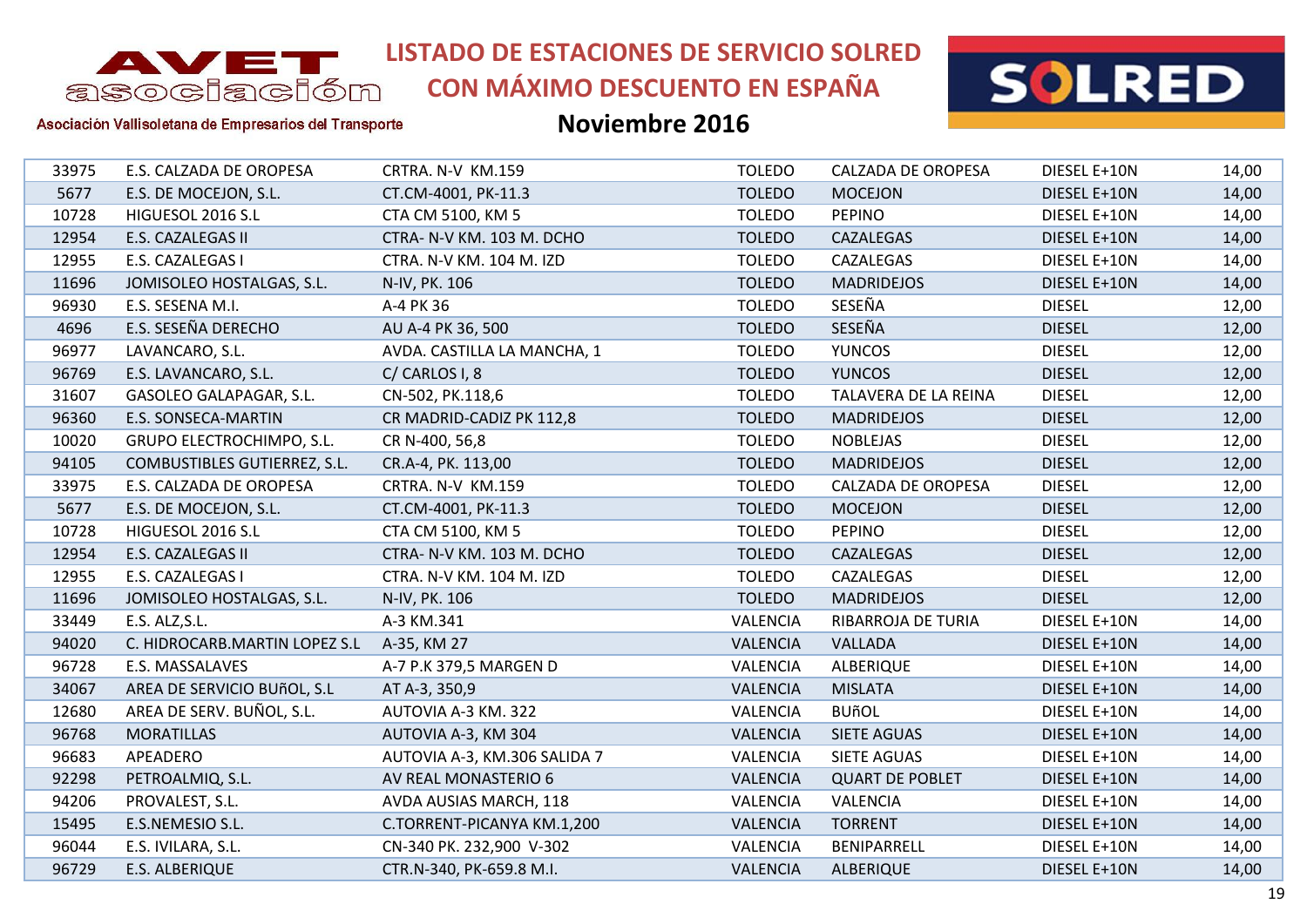# LISTADO DE ESTACIONES DE SERVICIO SOLRED CON MÁXIMO DESCUENTO EN ESPAÑA

## Noviembre 2016

AVET asociación — Asociación Vallisoletana de Empresarios del Transporte

| | | | | | | |
|---|---|---|---|---|---|---|
| 33975 | E.S. CALZADA DE OROPESA | CRTRA. N-V KM.159 | TOLEDO | CALZADA DE OROPESA | DIESEL E+10N | 14,00 |
| 5677 | E.S. DE MOCEJON, S.L. | CT.CM-4001, PK-11.3 | TOLEDO | MOCEJON | DIESEL E+10N | 14,00 |
| 10728 | HIGUESOL 2016 S.L | CTA CM 5100, KM 5 | TOLEDO | PEPINO | DIESEL E+10N | 14,00 |
| 12954 | E.S. CAZALEGAS II | CTRA- N-V KM. 103 M. DCHO | TOLEDO | CAZALEGAS | DIESEL E+10N | 14,00 |
| 12955 | E.S. CAZALEGAS I | CTRA. N-V KM. 104 M. IZD | TOLEDO | CAZALEGAS | DIESEL E+10N | 14,00 |
| 11696 | JOMISOLEO HOSTALGAS, S.L. | N-IV, PK. 106 | TOLEDO | MADRIDEJOS | DIESEL E+10N | 14,00 |
| 96930 | E.S. SESENA M.I. | A-4 PK 36 | TOLEDO | SESEÑA | DIESEL | 12,00 |
| 4696 | E.S. SESEÑA DERECHO | AU A-4 PK 36, 500 | TOLEDO | SESEÑA | DIESEL | 12,00 |
| 96977 | LAVANCARO, S.L. | AVDA. CASTILLA LA MANCHA, 1 | TOLEDO | YUNCOS | DIESEL | 12,00 |
| 96769 | E.S. LAVANCARO, S.L. | C/ CARLOS I, 8 | TOLEDO | YUNCOS | DIESEL | 12,00 |
| 31607 | GASOLEO GALAPAGAR, S.L. | CN-502, PK.118,6 | TOLEDO | TALAVERA DE LA REINA | DIESEL | 12,00 |
| 96360 | E.S. SONSECA-MARTIN | CR MADRID-CADIZ PK 112,8 | TOLEDO | MADRIDEJOS | DIESEL | 12,00 |
| 10020 | GRUPO ELECTROCHIMPO, S.L. | CR N-400, 56,8 | TOLEDO | NOBLEJAS | DIESEL | 12,00 |
| 94105 | COMBUSTIBLES GUTIERREZ, S.L. | CR.A-4, PK. 113,00 | TOLEDO | MADRIDEJOS | DIESEL | 12,00 |
| 33975 | E.S. CALZADA DE OROPESA | CRTRA. N-V KM.159 | TOLEDO | CALZADA DE OROPESA | DIESEL | 12,00 |
| 5677 | E.S. DE MOCEJON, S.L. | CT.CM-4001, PK-11.3 | TOLEDO | MOCEJON | DIESEL | 12,00 |
| 10728 | HIGUESOL 2016 S.L | CTA CM 5100, KM 5 | TOLEDO | PEPINO | DIESEL | 12,00 |
| 12954 | E.S. CAZALEGAS II | CTRA- N-V KM. 103 M. DCHO | TOLEDO | CAZALEGAS | DIESEL | 12,00 |
| 12955 | E.S. CAZALEGAS I | CTRA. N-V KM. 104 M. IZD | TOLEDO | CAZALEGAS | DIESEL | 12,00 |
| 11696 | JOMISOLEO HOSTALGAS, S.L. | N-IV, PK. 106 | TOLEDO | MADRIDEJOS | DIESEL | 12,00 |
| 33449 | E.S. ALZ,S.L. | A-3 KM.341 | VALENCIA | RIBARROJA DE TURIA | DIESEL E+10N | 14,00 |
| 94020 | C. HIDROCARB.MARTIN LOPEZ S.L | A-35, KM 27 | VALENCIA | VALLADA | DIESEL E+10N | 14,00 |
| 96728 | E.S. MASSALAVES | A-7 P.K 379,5 MARGEN D | VALENCIA | ALBERIQUE | DIESEL E+10N | 14,00 |
| 34067 | AREA DE SERVICIO BUñOL, S.L | AT A-3, 350,9 | VALENCIA | MISLATA | DIESEL E+10N | 14,00 |
| 12680 | AREA DE SERV. BUÑOL, S.L. | AUTOVIA A-3 KM. 322 | VALENCIA | BUñOL | DIESEL E+10N | 14,00 |
| 96768 | MORATILLAS | AUTOVIA A-3, KM 304 | VALENCIA | SIETE AGUAS | DIESEL E+10N | 14,00 |
| 96683 | APEADERO | AUTOVIA A-3, KM.306 SALIDA 7 | VALENCIA | SIETE AGUAS | DIESEL E+10N | 14,00 |
| 92298 | PETROALMIQ, S.L. | AV REAL MONASTERIO 6 | VALENCIA | QUART DE POBLET | DIESEL E+10N | 14,00 |
| 94206 | PROVALEST, S.L. | AVDA AUSIAS MARCH, 118 | VALENCIA | VALENCIA | DIESEL E+10N | 14,00 |
| 15495 | E.S.NEMESIO S.L. | C.TORRENT-PICANYA KM.1,200 | VALENCIA | TORRENT | DIESEL E+10N | 14,00 |
| 96044 | E.S. IVILARA, S.L. | CN-340 PK. 232,900 V-302 | VALENCIA | BENIPARRELL | DIESEL E+10N | 14,00 |
| 96729 | E.S. ALBERIQUE | CTR.N-340, PK-659.8 M.I. | VALENCIA | ALBERIQUE | DIESEL E+10N | 14,00 |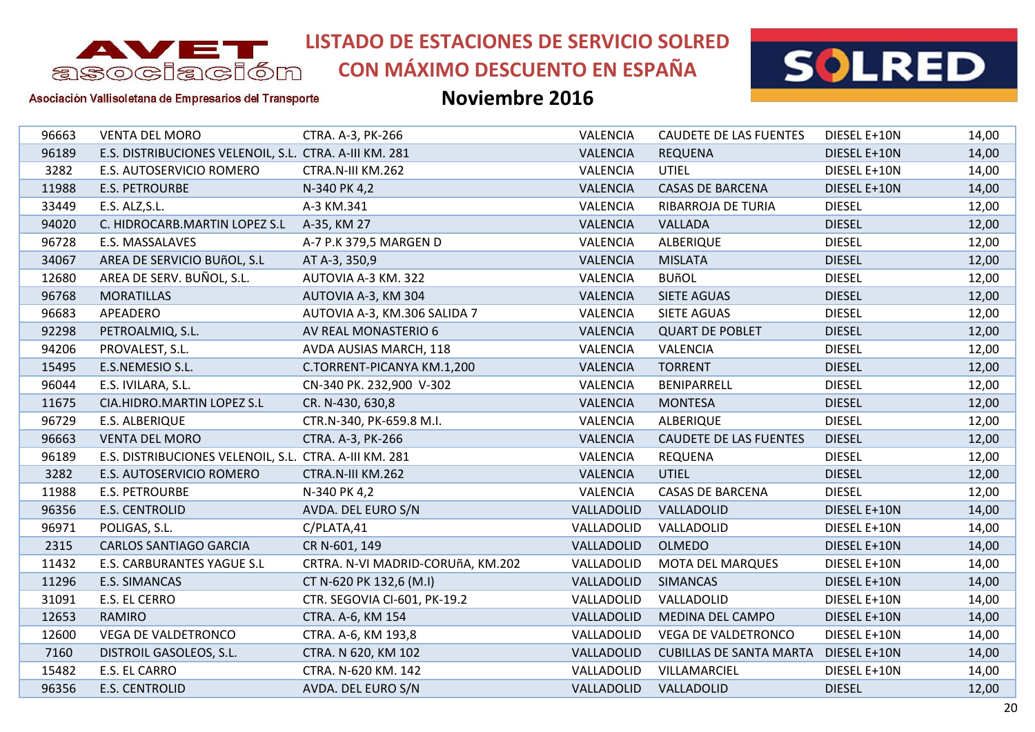# LISTADO DE ESTACIONES DE SERVICIO SOLRED CON MÁXIMO DESCUENTO EN ESPAÑA

## Noviembre 2016

AVET asociación – Asociación Vallisoletana de Empresarios del Transporte

| | | | | | | |
|---|---|---|---|---|---|---|
| 96663 | VENTA DEL MORO | CTRA. A-3, PK-266 | VALENCIA | CAUDETE DE LAS FUENTES | DIESEL E+10N | 14,00 |
| 96189 | E.S. DISTRIBUCIONES VELENOIL, S.L. | CTRA. A-III KM. 281 | VALENCIA | REQUENA | DIESEL E+10N | 14,00 |
| 3282 | E.S. AUTOSERVICIO ROMERO | CTRA.N-III KM.262 | VALENCIA | UTIEL | DIESEL E+10N | 14,00 |
| 11988 | E.S. PETROURBE | N-340 PK 4,2 | VALENCIA | CASAS DE BARCENA | DIESEL E+10N | 14,00 |
| 33449 | E.S. ALZ,S.L. | A-3 KM.341 | VALENCIA | RIBARROJA DE TURIA | DIESEL | 12,00 |
| 94020 | C. HIDROCARB.MARTIN LOPEZ S.L | A-35, KM 27 | VALENCIA | VALLADA | DIESEL | 12,00 |
| 96728 | E.S. MASSALAVES | A-7 P.K 379,5 MARGEN D | VALENCIA | ALBERIQUE | DIESEL | 12,00 |
| 34067 | AREA DE SERVICIO BUñOL, S.L | AT A-3, 350,9 | VALENCIA | MISLATA | DIESEL | 12,00 |
| 12680 | AREA DE SERV. BUÑOL, S.L. | AUTOVIA A-3 KM. 322 | VALENCIA | BUñOL | DIESEL | 12,00 |
| 96768 | MORATILLAS | AUTOVIA A-3, KM 304 | VALENCIA | SIETE AGUAS | DIESEL | 12,00 |
| 96683 | APEADERO | AUTOVIA A-3, KM.306 SALIDA 7 | VALENCIA | SIETE AGUAS | DIESEL | 12,00 |
| 92298 | PETROALMIQ, S.L. | AV REAL MONASTERIO 6 | VALENCIA | QUART DE POBLET | DIESEL | 12,00 |
| 94206 | PROVALEST, S.L. | AVDA AUSIAS MARCH, 118 | VALENCIA | VALENCIA | DIESEL | 12,00 |
| 15495 | E.S.NEMESIO S.L. | C.TORRENT-PICANYA KM.1,200 | VALENCIA | TORRENT | DIESEL | 12,00 |
| 96044 | E.S. IVILARA, S.L. | CN-340 PK. 232,900 V-302 | VALENCIA | BENIPARRELL | DIESEL | 12,00 |
| 11675 | CIA.HIDRO.MARTIN LOPEZ S.L | CR. N-430, 630,8 | VALENCIA | MONTESA | DIESEL | 12,00 |
| 96729 | E.S. ALBERIQUE | CTR.N-340, PK-659.8 M.I. | VALENCIA | ALBERIQUE | DIESEL | 12,00 |
| 96663 | VENTA DEL MORO | CTRA. A-3, PK-266 | VALENCIA | CAUDETE DE LAS FUENTES | DIESEL | 12,00 |
| 96189 | E.S. DISTRIBUCIONES VELENOIL, S.L. | CTRA. A-III KM. 281 | VALENCIA | REQUENA | DIESEL | 12,00 |
| 3282 | E.S. AUTOSERVICIO ROMERO | CTRA.N-III KM.262 | VALENCIA | UTIEL | DIESEL | 12,00 |
| 11988 | E.S. PETROURBE | N-340 PK 4,2 | VALENCIA | CASAS DE BARCENA | DIESEL | 12,00 |
| 96356 | E.S. CENTROLID | AVDA. DEL EURO S/N | VALLADOLID | VALLADOLID | DIESEL E+10N | 14,00 |
| 96971 | POLIGAS, S.L. | C/PLATA,41 | VALLADOLID | VALLADOLID | DIESEL E+10N | 14,00 |
| 2315 | CARLOS SANTIAGO GARCIA | CR N-601, 149 | VALLADOLID | OLMEDO | DIESEL E+10N | 14,00 |
| 11432 | E.S. CARBURANTES YAGUE S.L | CRTRA. N-VI MADRID-CORUñA, KM.202 | VALLADOLID | MOTA DEL MARQUES | DIESEL E+10N | 14,00 |
| 11296 | E.S. SIMANCAS | CT N-620 PK 132,6 (M.I) | VALLADOLID | SIMANCAS | DIESEL E+10N | 14,00 |
| 31091 | E.S. EL CERRO | CTR. SEGOVIA CI-601, PK-19.2 | VALLADOLID | VALLADOLID | DIESEL E+10N | 14,00 |
| 12653 | RAMIRO | CTRA. A-6, KM 154 | VALLADOLID | MEDINA DEL CAMPO | DIESEL E+10N | 14,00 |
| 12600 | VEGA DE VALDETRONCO | CTRA. A-6, KM 193,8 | VALLADOLID | VEGA DE VALDETRONCO | DIESEL E+10N | 14,00 |
| 7160 | DISTROIL GASOLEOS, S.L. | CTRA. N 620, KM 102 | VALLADOLID | CUBILLAS DE SANTA MARTA | DIESEL E+10N | 14,00 |
| 15482 | E.S. EL CARRO | CTRA. N-620 KM. 142 | VALLADOLID | VILLAMARCIEL | DIESEL E+10N | 14,00 |
| 96356 | E.S. CENTROLID | AVDA. DEL EURO S/N | VALLADOLID | VALLADOLID | DIESEL | 12,00 |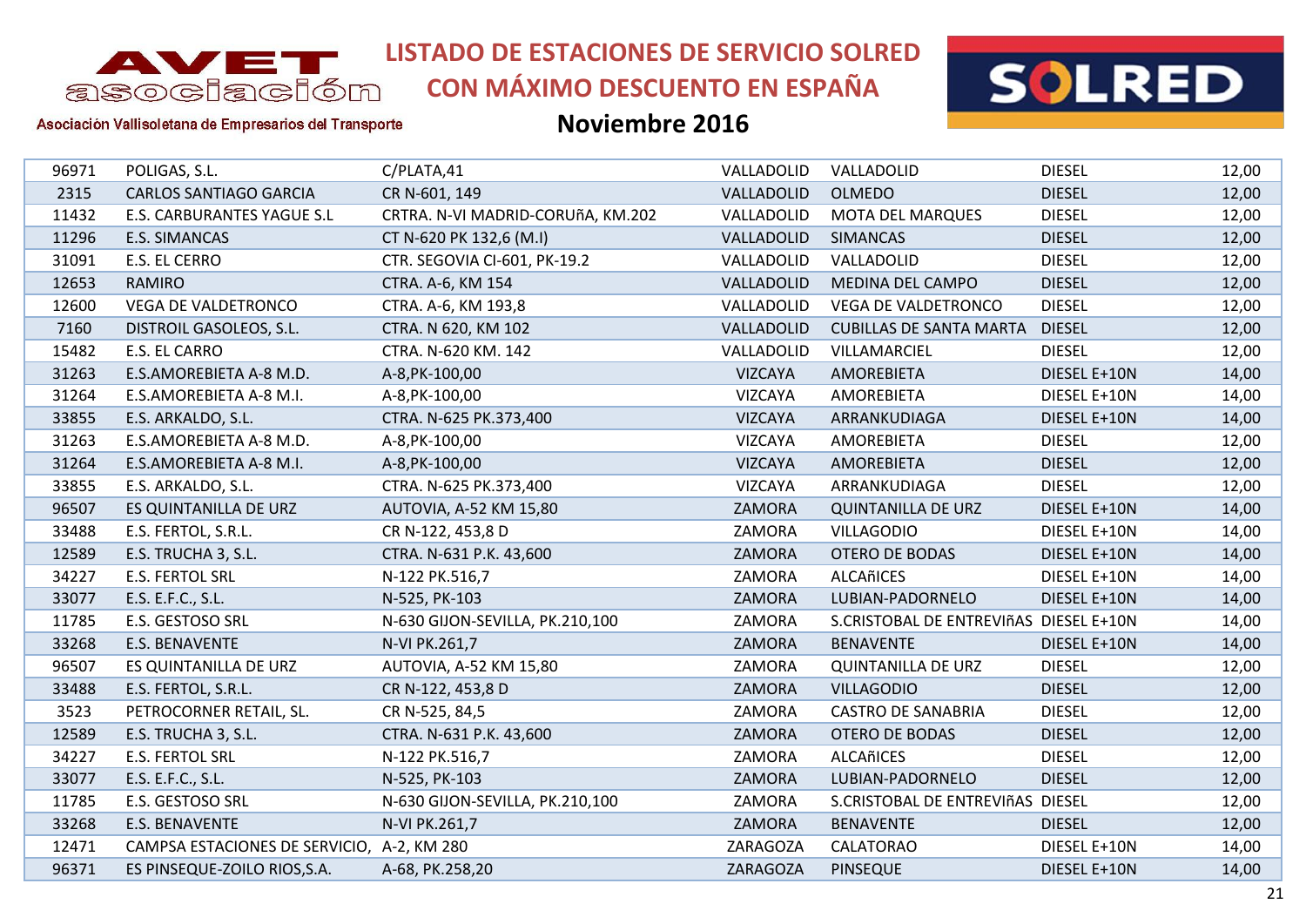# LISTADO DE ESTACIONES DE SERVICIO SOLRED CON MÁXIMO DESCUENTO EN ESPAÑA

## Noviembre 2016

AVET asociación — Asociación Vallisoletana de Empresarios del Transporte

| | | | | | | |
|---|---|---|---|---|---|---|
| 96971 | POLIGAS, S.L. | C/PLATA,41 | VALLADOLID | VALLADOLID | DIESEL | 12,00 |
| 2315 | CARLOS SANTIAGO GARCIA | CR N-601, 149 | VALLADOLID | OLMEDO | DIESEL | 12,00 |
| 11432 | E.S. CARBURANTES YAGUE S.L | CRTRA. N-VI MADRID-CORUñA, KM.202 | VALLADOLID | MOTA DEL MARQUES | DIESEL | 12,00 |
| 11296 | E.S. SIMANCAS | CT N-620 PK 132,6 (M.I) | VALLADOLID | SIMANCAS | DIESEL | 12,00 |
| 31091 | E.S. EL CERRO | CTR. SEGOVIA CI-601, PK-19.2 | VALLADOLID | VALLADOLID | DIESEL | 12,00 |
| 12653 | RAMIRO | CTRA. A-6, KM 154 | VALLADOLID | MEDINA DEL CAMPO | DIESEL | 12,00 |
| 12600 | VEGA DE VALDETRONCO | CTRA. A-6, KM 193,8 | VALLADOLID | VEGA DE VALDETRONCO | DIESEL | 12,00 |
| 7160 | DISTROIL GASOLEOS, S.L. | CTRA. N 620, KM 102 | VALLADOLID | CUBILLAS DE SANTA MARTA | DIESEL | 12,00 |
| 15482 | E.S. EL CARRO | CTRA. N-620 KM. 142 | VALLADOLID | VILLAMARCIEL | DIESEL | 12,00 |
| 31263 | E.S.AMOREBIETA A-8 M.D. | A-8,PK-100,00 | VIZCAYA | AMOREBIETA | DIESEL E+10N | 14,00 |
| 31264 | E.S.AMOREBIETA A-8 M.I. | A-8,PK-100,00 | VIZCAYA | AMOREBIETA | DIESEL E+10N | 14,00 |
| 33855 | E.S. ARKALDO, S.L. | CTRA. N-625 PK.373,400 | VIZCAYA | ARRANKUDIAGA | DIESEL E+10N | 14,00 |
| 31263 | E.S.AMOREBIETA A-8 M.D. | A-8,PK-100,00 | VIZCAYA | AMOREBIETA | DIESEL | 12,00 |
| 31264 | E.S.AMOREBIETA A-8 M.I. | A-8,PK-100,00 | VIZCAYA | AMOREBIETA | DIESEL | 12,00 |
| 33855 | E.S. ARKALDO, S.L. | CTRA. N-625 PK.373,400 | VIZCAYA | ARRANKUDIAGA | DIESEL | 12,00 |
| 96507 | ES QUINTANILLA DE URZ | AUTOVIA, A-52 KM 15,80 | ZAMORA | QUINTANILLA DE URZ | DIESEL E+10N | 14,00 |
| 33488 | E.S. FERTOL, S.R.L. | CR N-122, 453,8 D | ZAMORA | VILLAGODIO | DIESEL E+10N | 14,00 |
| 12589 | E.S. TRUCHA 3, S.L. | CTRA. N-631 P.K. 43,600 | ZAMORA | OTERO DE BODAS | DIESEL E+10N | 14,00 |
| 34227 | E.S. FERTOL SRL | N-122 PK.516,7 | ZAMORA | ALCAñICES | DIESEL E+10N | 14,00 |
| 33077 | E.S. E.F.C., S.L. | N-525, PK-103 | ZAMORA | LUBIAN-PADORNELO | DIESEL E+10N | 14,00 |
| 11785 | E.S. GESTOSO SRL | N-630 GIJON-SEVILLA, PK.210,100 | ZAMORA | S.CRISTOBAL DE ENTREVIñAS | DIESEL E+10N | 14,00 |
| 33268 | E.S. BENAVENTE | N-VI PK.261,7 | ZAMORA | BENAVENTE | DIESEL E+10N | 14,00 |
| 96507 | ES QUINTANILLA DE URZ | AUTOVIA, A-52 KM 15,80 | ZAMORA | QUINTANILLA DE URZ | DIESEL | 12,00 |
| 33488 | E.S. FERTOL, S.R.L. | CR N-122, 453,8 D | ZAMORA | VILLAGODIO | DIESEL | 12,00 |
| 3523 | PETROCORNER RETAIL, SL. | CR N-525, 84,5 | ZAMORA | CASTRO DE SANABRIA | DIESEL | 12,00 |
| 12589 | E.S. TRUCHA 3, S.L. | CTRA. N-631 P.K. 43,600 | ZAMORA | OTERO DE BODAS | DIESEL | 12,00 |
| 34227 | E.S. FERTOL SRL | N-122 PK.516,7 | ZAMORA | ALCAñICES | DIESEL | 12,00 |
| 33077 | E.S. E.F.C., S.L. | N-525, PK-103 | ZAMORA | LUBIAN-PADORNELO | DIESEL | 12,00 |
| 11785 | E.S. GESTOSO SRL | N-630 GIJON-SEVILLA, PK.210,100 | ZAMORA | S.CRISTOBAL DE ENTREVIñAS | DIESEL | 12,00 |
| 33268 | E.S. BENAVENTE | N-VI PK.261,7 | ZAMORA | BENAVENTE | DIESEL | 12,00 |
| 12471 | CAMPSA ESTACIONES DE SERVICIO, | A-2, KM 280 | ZARAGOZA | CALATORAO | DIESEL E+10N | 14,00 |
| 96371 | ES PINSEQUE-ZOILO RIOS,S.A. | A-68, PK.258,20 | ZARAGOZA | PINSEQUE | DIESEL E+10N | 14,00 |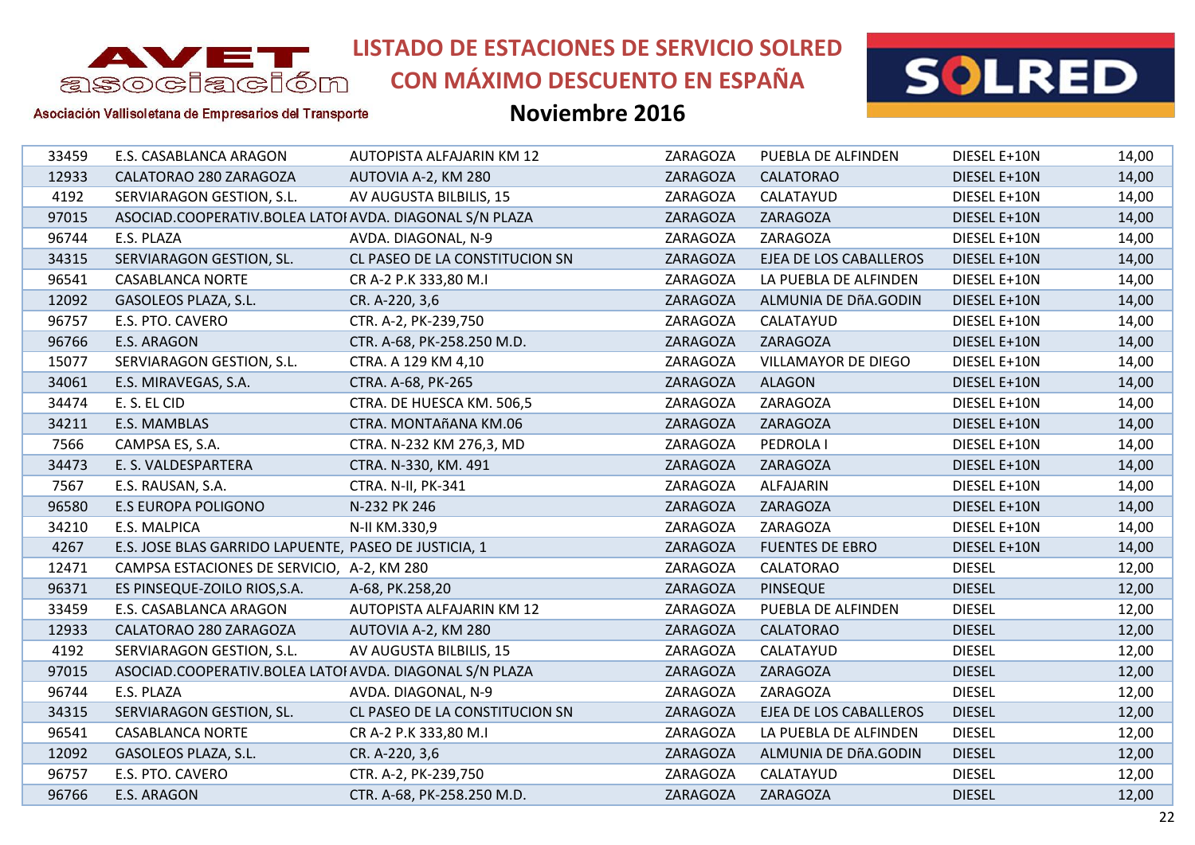# LISTADO DE ESTACIONES DE SERVICIO SOLRED CON MÁXIMO DESCUENTO EN ESPAÑA

## Noviembre 2016

Asociación Vallisoletana de Empresarios del Transporte

| | | | | | | |
|---|---|---|---|---|---|---|
| 33459 | E.S. CASABLANCA ARAGON | AUTOPISTA ALFAJARIN KM 12 | ZARAGOZA | PUEBLA DE ALFINDEN | DIESEL E+10N | 14,00 |
| 12933 | CALATORAO 280 ZARAGOZA | AUTOVIA A-2, KM 280 | ZARAGOZA | CALATORAO | DIESEL E+10N | 14,00 |
| 4192 | SERVIARAGON GESTION, S.L. | AV AUGUSTA BILBILIS, 15 | ZARAGOZA | CALATAYUD | DIESEL E+10N | 14,00 |
| 97015 | ASOCIAD.COOPERATIV.BOLEA LATOI | AVDA. DIAGONAL S/N PLAZA | ZARAGOZA | ZARAGOZA | DIESEL E+10N | 14,00 |
| 96744 | E.S. PLAZA | AVDA. DIAGONAL, N-9 | ZARAGOZA | ZARAGOZA | DIESEL E+10N | 14,00 |
| 34315 | SERVIARAGON GESTION, SL. | CL PASEO DE LA CONSTITUCION SN | ZARAGOZA | EJEA DE LOS CABALLEROS | DIESEL E+10N | 14,00 |
| 96541 | CASABLANCA NORTE | CR A-2 P.K 333,80 M.I | ZARAGOZA | LA PUEBLA DE ALFINDEN | DIESEL E+10N | 14,00 |
| 12092 | GASOLEOS PLAZA, S.L. | CR. A-220, 3,6 | ZARAGOZA | ALMUNIA DE DñA.GODIN | DIESEL E+10N | 14,00 |
| 96757 | E.S. PTO. CAVERO | CTR. A-2, PK-239,750 | ZARAGOZA | CALATAYUD | DIESEL E+10N | 14,00 |
| 96766 | E.S. ARAGON | CTR. A-68, PK-258.250 M.D. | ZARAGOZA | ZARAGOZA | DIESEL E+10N | 14,00 |
| 15077 | SERVIARAGON GESTION, S.L. | CTRA. A 129 KM 4,10 | ZARAGOZA | VILLAMAYOR DE DIEGO | DIESEL E+10N | 14,00 |
| 34061 | E.S. MIRAVEGAS, S.A. | CTRA. A-68, PK-265 | ZARAGOZA | ALAGON | DIESEL E+10N | 14,00 |
| 34474 | E. S. EL CID | CTRA. DE HUESCA KM. 506,5 | ZARAGOZA | ZARAGOZA | DIESEL E+10N | 14,00 |
| 34211 | E.S. MAMBLAS | CTRA. MONTAñANA KM.06 | ZARAGOZA | ZARAGOZA | DIESEL E+10N | 14,00 |
| 7566 | CAMPSA ES, S.A. | CTRA. N-232 KM 276,3, MD | ZARAGOZA | PEDROLA I | DIESEL E+10N | 14,00 |
| 34473 | E. S. VALDESPARTERA | CTRA. N-330, KM. 491 | ZARAGOZA | ZARAGOZA | DIESEL E+10N | 14,00 |
| 7567 | E.S. RAUSAN, S.A. | CTRA. N-II, PK-341 | ZARAGOZA | ALFAJARIN | DIESEL E+10N | 14,00 |
| 96580 | E.S EUROPA POLIGONO | N-232 PK 246 | ZARAGOZA | ZARAGOZA | DIESEL E+10N | 14,00 |
| 34210 | E.S. MALPICA | N-II KM.330,9 | ZARAGOZA | ZARAGOZA | DIESEL E+10N | 14,00 |
| 4267 | E.S. JOSE BLAS GARRIDO LAPUENTE, | PASEO DE JUSTICIA, 1 | ZARAGOZA | FUENTES DE EBRO | DIESEL E+10N | 14,00 |
| 12471 | CAMPSA ESTACIONES DE SERVICIO, | A-2, KM 280 | ZARAGOZA | CALATORAO | DIESEL | 12,00 |
| 96371 | ES PINSEQUE-ZOILO RIOS,S.A. | A-68, PK.258,20 | ZARAGOZA | PINSEQUE | DIESEL | 12,00 |
| 33459 | E.S. CASABLANCA ARAGON | AUTOPISTA ALFAJARIN KM 12 | ZARAGOZA | PUEBLA DE ALFINDEN | DIESEL | 12,00 |
| 12933 | CALATORAO 280 ZARAGOZA | AUTOVIA A-2, KM 280 | ZARAGOZA | CALATORAO | DIESEL | 12,00 |
| 4192 | SERVIARAGON GESTION, S.L. | AV AUGUSTA BILBILIS, 15 | ZARAGOZA | CALATAYUD | DIESEL | 12,00 |
| 97015 | ASOCIAD.COOPERATIV.BOLEA LATOI | AVDA. DIAGONAL S/N PLAZA | ZARAGOZA | ZARAGOZA | DIESEL | 12,00 |
| 96744 | E.S. PLAZA | AVDA. DIAGONAL, N-9 | ZARAGOZA | ZARAGOZA | DIESEL | 12,00 |
| 34315 | SERVIARAGON GESTION, SL. | CL PASEO DE LA CONSTITUCION SN | ZARAGOZA | EJEA DE LOS CABALLEROS | DIESEL | 12,00 |
| 96541 | CASABLANCA NORTE | CR A-2 P.K 333,80 M.I | ZARAGOZA | LA PUEBLA DE ALFINDEN | DIESEL | 12,00 |
| 12092 | GASOLEOS PLAZA, S.L. | CR. A-220, 3,6 | ZARAGOZA | ALMUNIA DE DñA.GODIN | DIESEL | 12,00 |
| 96757 | E.S. PTO. CAVERO | CTR. A-2, PK-239,750 | ZARAGOZA | CALATAYUD | DIESEL | 12,00 |
| 96766 | E.S. ARAGON | CTR. A-68, PK-258.250 M.D. | ZARAGOZA | ZARAGOZA | DIESEL | 12,00 |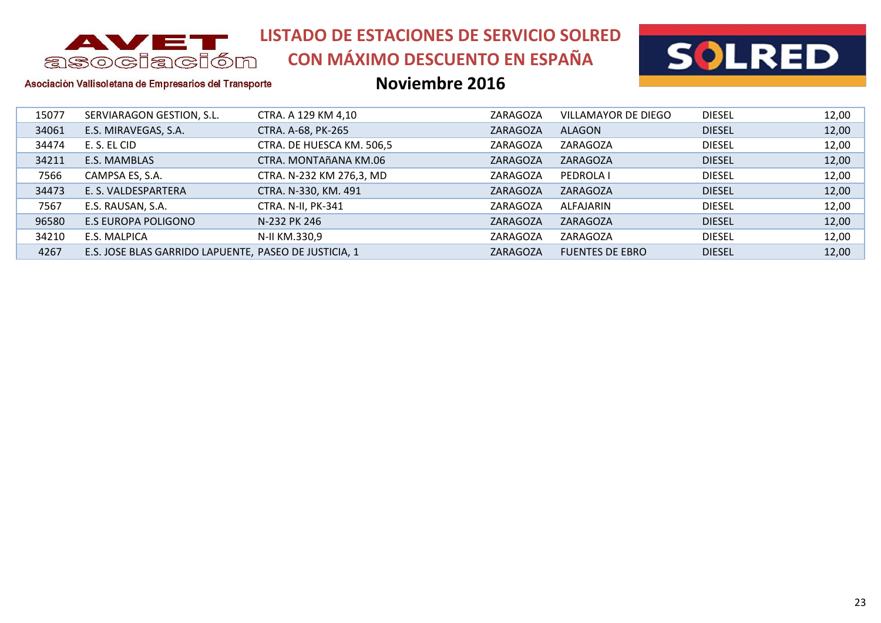# LISTADO DE ESTACIONES DE SERVICIO SOLRED CON MÁXIMO DESCUENTO EN ESPAÑA

Asociación Vallisoletana de Empresarios del Transporte

## Noviembre 2016

| | | | | | | |
|---|---|---|---|---|---|---|
| 15077 | SERVIARAGON GESTION, S.L. | CTRA. A 129 KM 4,10 | ZARAGOZA | VILLAMAYOR DE DIEGO | DIESEL | 12,00 |
| 34061 | E.S. MIRAVEGAS, S.A. | CTRA. A-68, PK-265 | ZARAGOZA | ALAGON | DIESEL | 12,00 |
| 34474 | E. S. EL CID | CTRA. DE HUESCA KM. 506,5 | ZARAGOZA | ZARAGOZA | DIESEL | 12,00 |
| 34211 | E.S. MAMBLAS | CTRA. MONTAñANA KM.06 | ZARAGOZA | ZARAGOZA | DIESEL | 12,00 |
| 7566 | CAMPSA ES, S.A. | CTRA. N-232 KM 276,3, MD | ZARAGOZA | PEDROLA I | DIESEL | 12,00 |
| 34473 | E. S. VALDESPARTERA | CTRA. N-330, KM. 491 | ZARAGOZA | ZARAGOZA | DIESEL | 12,00 |
| 7567 | E.S. RAUSAN, S.A. | CTRA. N-II, PK-341 | ZARAGOZA | ALFAJARIN | DIESEL | 12,00 |
| 96580 | E.S EUROPA POLIGONO | N-232 PK 246 | ZARAGOZA | ZARAGOZA | DIESEL | 12,00 |
| 34210 | E.S. MALPICA | N-II KM.330,9 | ZARAGOZA | ZARAGOZA | DIESEL | 12,00 |
| 4267 | E.S. JOSE BLAS GARRIDO LAPUENTE, | PASEO DE JUSTICIA, 1 | ZARAGOZA | FUENTES DE EBRO | DIESEL | 12,00 |